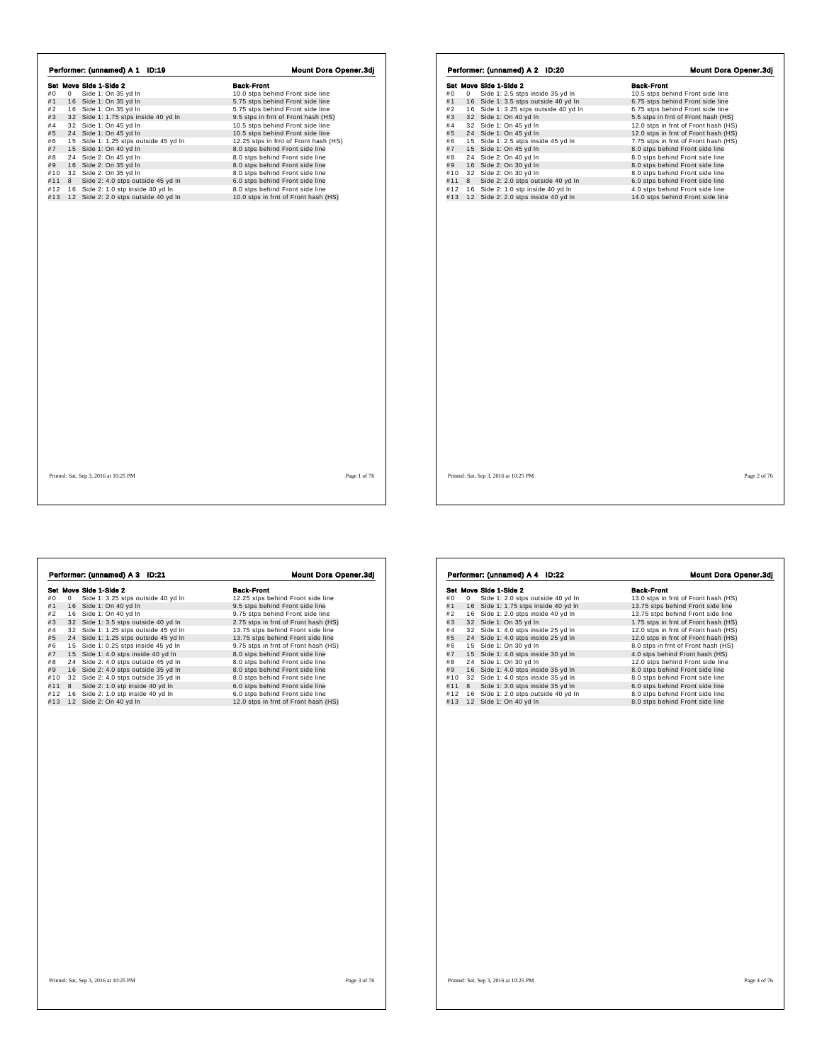## Performer: (unnamed) A 1 ID:19

**Mount Dora Opener.3dj**

| Set | Move | Side 1-Side 2 | Back-Front |
|---|---|---|---|
| #0 | 0 | Side 1: On 35 yd ln | 10.0 stps behind Front side line |
| #1 | 16 | Side 1: On 35 yd ln | 5.75 stps behind Front side line |
| #2 | 16 | Side 1: On 35 yd ln | 5.75 stps behind Front side line |
| #3 | 32 | Side 1: 1.75 stps inside 40 yd ln | 9.5 stps in frnt of Front hash (HS) |
| #4 | 32 | Side 1: On 45 yd ln | 10.5 stps behind Front side line |
| #5 | 24 | Side 1: On 45 yd ln | 10.5 stps behind Front side line |
| #6 | 15 | Side 1: 1.25 stps outside 45 yd ln | 12.25 stps in frnt of Front hash (HS) |
| #7 | 15 | Side 1: On 40 yd ln | 8.0 stps behind Front side line |
| #8 | 24 | Side 2: On 45 yd ln | 8.0 stps behind Front side line |
| #9 | 16 | Side 2: On 35 yd ln | 8.0 stps behind Front side line |
| #10 | 32 | Side 2: On 35 yd ln | 8.0 stps behind Front side line |
| #11 | 8 | Side 2: 4.0 stps outside 45 yd ln | 6.0 stps behind Front side line |
| #12 | 16 | Side 2: 1.0 stp inside 40 yd ln | 8.0 stps behind Front side line |
| #13 | 12 | Side 2: 2.0 stps outside 40 yd ln | 10.0 stps in frnt of Front hash (HS) |

## Performer: (unnamed) A 2 ID:20

**Mount Dora Opener.3dj**

| Set | Move | Side 1-Side 2 | Back-Front |
|---|---|---|---|
| #0 | 0 | Side 1: 2.5 stps inside 35 yd ln | 10.5 stps behind Front side line |
| #1 | 16 | Side 1: 3.5 stps outside 40 yd ln | 6.75 stps behind Front side line |
| #2 | 16 | Side 1: 3.25 stps outside 40 yd ln | 6.75 stps behind Front side line |
| #3 | 32 | Side 1: On 40 yd ln | 5.5 stps in frnt of Front hash (HS) |
| #4 | 32 | Side 1: On 45 yd ln | 12.0 stps in frnt of Front hash (HS) |
| #5 | 24 | Side 1: On 45 yd ln | 12.0 stps in frnt of Front hash (HS) |
| #6 | 15 | Side 1: 2.5 stps inside 45 yd ln | 7.75 stps in frnt of Front hash (HS) |
| #7 | 15 | Side 1: On 45 yd ln | 8.0 stps behind Front side line |
| #8 | 24 | Side 2: On 40 yd ln | 8.0 stps behind Front side line |
| #9 | 16 | Side 2: On 30 yd ln | 8.0 stps behind Front side line |
| #10 | 32 | Side 2: On 30 yd ln | 8.0 stps behind Front side line |
| #11 | 8 | Side 2: 2.0 stps outside 40 yd ln | 6.0 stps behind Front side line |
| #12 | 16 | Side 2: 1.0 stp inside 40 yd ln | 4.0 stps behind Front side line |
| #13 | 12 | Side 2: 2.0 stps inside 40 yd ln | 14.0 stps behind Front side line |

## Performer: (unnamed) A 3 ID:21

**Mount Dora Opener.3dj**

| Set | Move | Side 1-Side 2 | Back-Front |
|---|---|---|---|
| #0 | 0 | Side 1: 3.25 stps outside 40 yd ln | 12.25 stps behind Front side line |
| #1 | 16 | Side 1: On 40 yd ln | 9.5 stps behind Front side line |
| #2 | 16 | Side 1: On 40 yd ln | 9.75 stps behind Front side line |
| #3 | 32 | Side 1: 3.5 stps outside 40 yd ln | 2.75 stps in frnt of Front hash (HS) |
| #4 | 32 | Side 1: 1.25 stps outside 45 yd ln | 13.75 stps behind Front side line |
| #5 | 24 | Side 1: 1.25 stps outside 45 yd ln | 13.75 stps behind Front side line |
| #6 | 15 | Side 1: 0.25 stps inside 45 yd ln | 9.75 stps in frnt of Front hash (HS) |
| #7 | 15 | Side 1: 4.0 stps inside 40 yd ln | 8.0 stps behind Front side line |
| #8 | 24 | Side 2: 4.0 stps outside 45 yd ln | 8.0 stps behind Front side line |
| #9 | 16 | Side 2: 4.0 stps outside 35 yd ln | 8.0 stps behind Front side line |
| #10 | 32 | Side 2: 4.0 stps outside 35 yd ln | 8.0 stps behind Front side line |
| #11 | 8 | Side 2: 1.0 stp inside 40 yd ln | 6.0 stps behind Front side line |
| #12 | 16 | Side 2: 1.0 stp inside 40 yd ln | 6.0 stps behind Front side line |
| #13 | 12 | Side 2: On 40 yd ln | 12.0 stps in frnt of Front hash (HS) |

## Performer: (unnamed) A 4 ID:22

**Mount Dora Opener.3dj**

| Set | Move | Side 1-Side 2 | Back-Front |
|---|---|---|---|
| #0 | 0 | Side 1: 2.0 stps outside 40 yd ln | 13.0 stps in frnt of Front hash (HS) |
| #1 | 16 | Side 1: 1.75 stps inside 40 yd ln | 13.75 stps behind Front side line |
| #2 | 16 | Side 1: 2.0 stps inside 40 yd ln | 13.75 stps behind Front side line |
| #3 | 32 | Side 1: On 35 yd ln | 1.75 stps in frnt of Front hash (HS) |
| #4 | 32 | Side 1: 4.0 stps inside 25 yd ln | 12.0 stps in frnt of Front hash (HS) |
| #5 | 24 | Side 1: 4.0 stps inside 25 yd ln | 12.0 stps in frnt of Front hash (HS) |
| #6 | 15 | Side 1: On 30 yd ln | 8.0 stps in frnt of Front hash (HS) |
| #7 | 15 | Side 1: 4.0 stps inside 30 yd ln | 4.0 stps behind Front hash (HS) |
| #8 | 24 | Side 1: On 30 yd ln | 12.0 stps behind Front side line |
| #9 | 16 | Side 1: 4.0 stps inside 35 yd ln | 8.0 stps behind Front side line |
| #10 | 32 | Side 1: 4.0 stps inside 35 yd ln | 8.0 stps behind Front side line |
| #11 | 8 | Side 1: 3.0 stps inside 35 yd ln | 6.0 stps behind Front side line |
| #12 | 16 | Side 1: 2.0 stps outside 40 yd ln | 8.0 stps behind Front side line |
| #13 | 12 | Side 1: On 40 yd ln | 8.0 stps behind Front side line |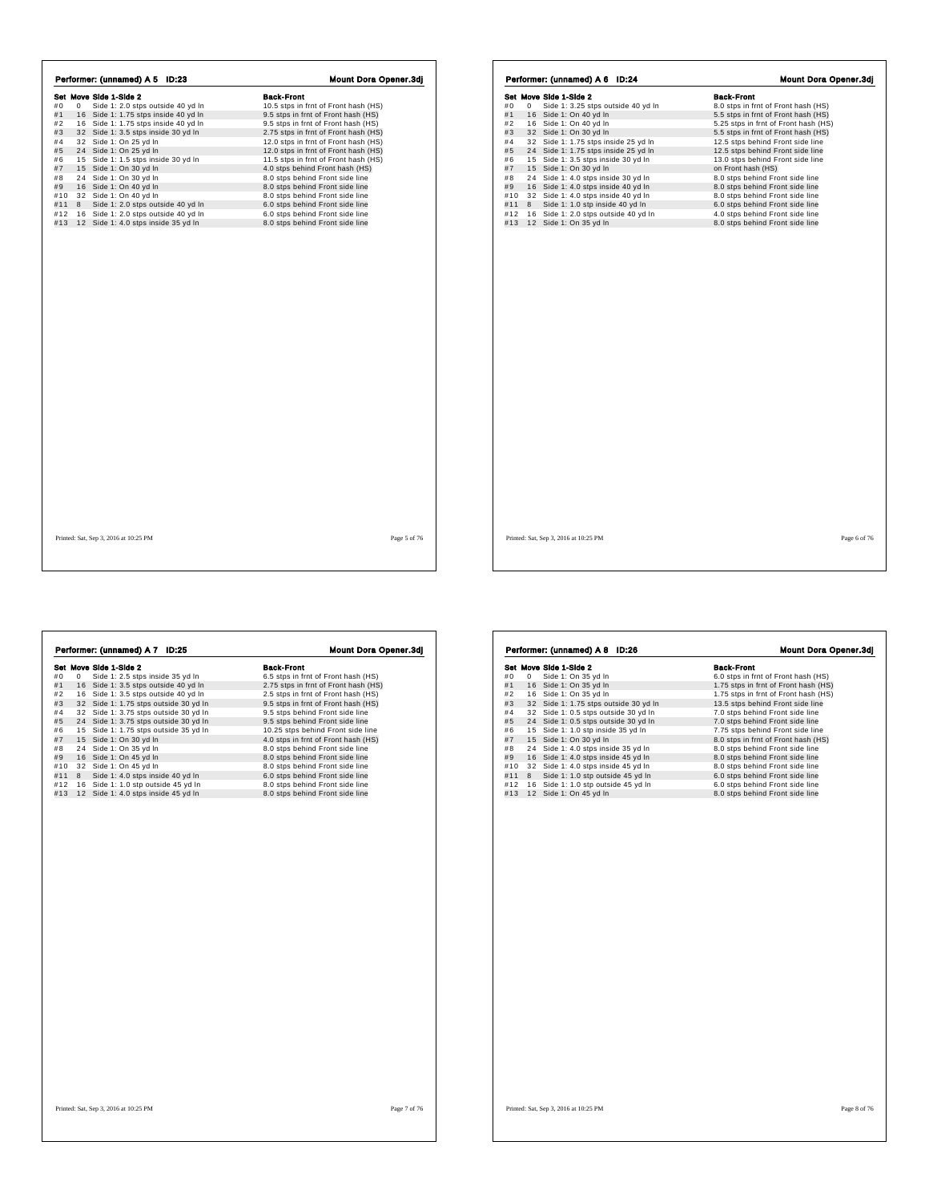## Performer: (unnamed) A 5 ID:23

**Mount Dora Opener.3dj**

| Set | Move | Side 1-Side 2 | Back-Front |
|---|---|---|---|
| #0 | 0 | Side 1: 2.0 stps outside 40 yd ln | 10.5 stps in frnt of Front hash (HS) |
| #1 | 16 | Side 1: 1.75 stps inside 40 yd ln | 9.5 stps in frnt of Front hash (HS) |
| #2 | 16 | Side 1: 1.75 stps inside 40 yd ln | 9.5 stps in frnt of Front hash (HS) |
| #3 | 32 | Side 1: 3.5 stps inside 30 yd ln | 2.75 stps in frnt of Front hash (HS) |
| #4 | 32 | Side 1: On 25 yd ln | 12.0 stps in frnt of Front hash (HS) |
| #5 | 24 | Side 1: On 25 yd ln | 12.0 stps in frnt of Front hash (HS) |
| #6 | 15 | Side 1: 1.5 stps inside 30 yd ln | 11.5 stps in frnt of Front hash (HS) |
| #7 | 15 | Side 1: On 30 yd ln | 4.0 stps behind Front hash (HS) |
| #8 | 24 | Side 1: On 30 yd ln | 8.0 stps behind Front side line |
| #9 | 16 | Side 1: On 40 yd ln | 8.0 stps behind Front side line |
| #10 | 32 | Side 1: On 40 yd ln | 8.0 stps behind Front side line |
| #11 | 8 | Side 1: 2.0 stps outside 40 yd ln | 6.0 stps behind Front side line |
| #12 | 16 | Side 1: 2.0 stps outside 40 yd ln | 6.0 stps behind Front side line |
| #13 | 12 | Side 1: 4.0 stps inside 35 yd ln | 8.0 stps behind Front side line |

Printed: Sat, Sep 3, 2016 at 10:25 PM

## Performer: (unnamed) A 6 ID:24

**Mount Dora Opener.3dj**

| Set | Move | Side 1-Side 2 | Back-Front |
|---|---|---|---|
| #0 | 0 | Side 1: 3.25 stps outside 40 yd ln | 8.0 stps in frnt of Front hash (HS) |
| #1 | 16 | Side 1: On 40 yd ln | 5.5 stps in frnt of Front hash (HS) |
| #2 | 16 | Side 1: On 40 yd ln | 5.25 stps in frnt of Front hash (HS) |
| #3 | 32 | Side 1: On 30 yd ln | 5.5 stps in frnt of Front hash (HS) |
| #4 | 32 | Side 1: 1.75 stps inside 25 yd ln | 12.5 stps behind Front side line |
| #5 | 24 | Side 1: 1.75 stps inside 25 yd ln | 12.5 stps behind Front side line |
| #6 | 15 | Side 1: 3.5 stps inside 30 yd ln | 13.0 stps behind Front side line |
| #7 | 15 | Side 1: On 30 yd ln | on Front hash (HS) |
| #8 | 24 | Side 1: 4.0 stps inside 30 yd ln | 8.0 stps behind Front side line |
| #9 | 16 | Side 1: 4.0 stps inside 40 yd ln | 8.0 stps behind Front side line |
| #10 | 32 | Side 1: 4.0 stps inside 40 yd ln | 8.0 stps behind Front side line |
| #11 | 8 | Side 1: 1.0 stp inside 40 yd ln | 6.0 stps behind Front side line |
| #12 | 16 | Side 1: 2.0 stps outside 40 yd ln | 4.0 stps behind Front side line |
| #13 | 12 | Side 1: On 35 yd ln | 8.0 stps behind Front side line |

Printed: Sat, Sep 3, 2016 at 10:25 PM

## Performer: (unnamed) A 7 ID:25

**Mount Dora Opener.3dj**

| Set | Move | Side 1-Side 2 | Back-Front |
|---|---|---|---|
| #0 | 0 | Side 1: 2.5 stps inside 35 yd ln | 6.5 stps in frnt of Front hash (HS) |
| #1 | 16 | Side 1: 3.5 stps outside 40 yd ln | 2.75 stps in frnt of Front hash (HS) |
| #2 | 16 | Side 1: 3.5 stps outside 40 yd ln | 2.5 stps in frnt of Front hash (HS) |
| #3 | 32 | Side 1: 1.75 stps outside 30 yd ln | 9.5 stps in frnt of Front hash (HS) |
| #4 | 32 | Side 1: 3.75 stps outside 30 yd ln | 9.5 stps behind Front side line |
| #5 | 24 | Side 1: 3.75 stps outside 30 yd ln | 9.5 stps behind Front side line |
| #6 | 15 | Side 1: 1.75 stps outside 35 yd ln | 10.25 stps behind Front side line |
| #7 | 15 | Side 1: On 30 yd ln | 4.0 stps in frnt of Front hash (HS) |
| #8 | 24 | Side 1: On 35 yd ln | 8.0 stps behind Front side line |
| #9 | 16 | Side 1: On 45 yd ln | 8.0 stps behind Front side line |
| #10 | 32 | Side 1: On 45 yd ln | 8.0 stps behind Front side line |
| #11 | 8 | Side 1: 4.0 stps inside 40 yd ln | 6.0 stps behind Front side line |
| #12 | 16 | Side 1: 1.0 stp outside 45 yd ln | 8.0 stps behind Front side line |
| #13 | 12 | Side 1: 4.0 stps inside 45 yd ln | 8.0 stps behind Front side line |

Printed: Sat, Sep 3, 2016 at 10:25 PM

## Performer: (unnamed) A 8 ID:26

**Mount Dora Opener.3dj**

| Set | Move | Side 1-Side 2 | Back-Front |
|---|---|---|---|
| #0 | 0 | Side 1: On 35 yd ln | 6.0 stps in frnt of Front hash (HS) |
| #1 | 16 | Side 1: On 35 yd ln | 1.75 stps in frnt of Front hash (HS) |
| #2 | 16 | Side 1: On 35 yd ln | 1.75 stps in frnt of Front hash (HS) |
| #3 | 32 | Side 1: 1.75 stps outside 30 yd ln | 13.5 stps behind Front side line |
| #4 | 32 | Side 1: 0.5 stps outside 30 yd ln | 7.0 stps behind Front side line |
| #5 | 24 | Side 1: 0.5 stps outside 30 yd ln | 7.0 stps behind Front side line |
| #6 | 15 | Side 1: 1.0 stp inside 35 yd ln | 7.75 stps behind Front side line |
| #7 | 15 | Side 1: On 30 yd ln | 8.0 stps in frnt of Front hash (HS) |
| #8 | 24 | Side 1: 4.0 stps inside 35 yd ln | 8.0 stps behind Front side line |
| #9 | 16 | Side 1: 4.0 stps inside 45 yd ln | 8.0 stps behind Front side line |
| #10 | 32 | Side 1: 4.0 stps inside 45 yd ln | 8.0 stps behind Front side line |
| #11 | 8 | Side 1: 1.0 stp outside 45 yd ln | 6.0 stps behind Front side line |
| #12 | 16 | Side 1: 1.0 stp outside 45 yd ln | 6.0 stps behind Front side line |
| #13 | 12 | Side 1: On 45 yd ln | 8.0 stps behind Front side line |

Printed: Sat, Sep 3, 2016 at 10:25 PM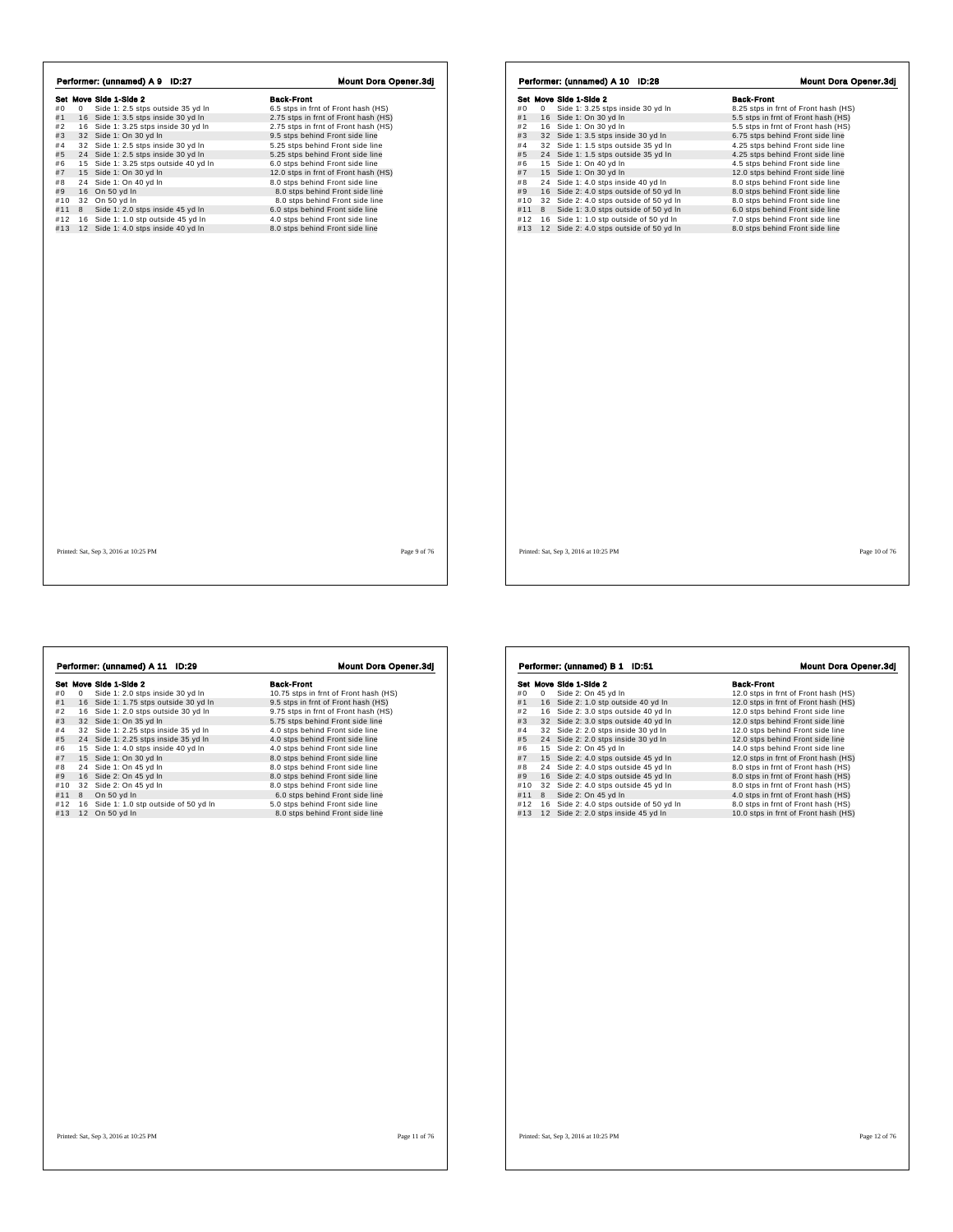## Performer: (unnamed) A 9 ID:27

**Mount Dora Opener.3dj**

| Set | Move | Side 1-Side 2 | Back-Front |
|---|---|---|---|
| #0 | 0 | Side 1: 2.5 stps outside 35 yd ln | 6.5 stps in frnt of Front hash (HS) |
| #1 | 16 | Side 1: 3.5 stps inside 30 yd ln | 2.75 stps in frnt of Front hash (HS) |
| #2 | 16 | Side 1: 3.25 stps inside 30 yd ln | 2.75 stps in frnt of Front hash (HS) |
| #3 | 32 | Side 1: On 30 yd ln | 9.5 stps behind Front side line |
| #4 | 32 | Side 1: 2.5 stps inside 30 yd ln | 5.25 stps behind Front side line |
| #5 | 24 | Side 1: 2.5 stps inside 30 yd ln | 5.25 stps behind Front side line |
| #6 | 15 | Side 1: 3.25 stps outside 40 yd ln | 6.0 stps behind Front side line |
| #7 | 15 | Side 1: On 30 yd ln | 12.0 stps in frnt of Front hash (HS) |
| #8 | 24 | Side 1: On 40 yd ln | 8.0 stps behind Front side line |
| #9 | 16 | On 50 yd ln | 8.0 stps behind Front side line |
| #10 | 32 | On 50 yd ln | 8.0 stps behind Front side line |
| #11 | 8 | Side 1: 2.0 stps inside 45 yd ln | 6.0 stps behind Front side line |
| #12 | 16 | Side 1: 1.0 stp outside 45 yd ln | 4.0 stps behind Front side line |
| #13 | 12 | Side 1: 4.0 stps inside 40 yd ln | 8.0 stps behind Front side line |

Printed: Sat, Sep 3, 2016 at 10:25 PM

## Performer: (unnamed) A 10 ID:28

**Mount Dora Opener.3dj**

| Set | Move | Side 1-Side 2 | Back-Front |
|---|---|---|---|
| #0 | 0 | Side 1: 3.25 stps inside 30 yd ln | 8.25 stps in frnt of Front hash (HS) |
| #1 | 16 | Side 1: On 30 yd ln | 5.5 stps in frnt of Front hash (HS) |
| #2 | 16 | Side 1: On 30 yd ln | 5.5 stps in frnt of Front hash (HS) |
| #3 | 32 | Side 1: 3.5 stps inside 30 yd ln | 6.75 stps behind Front side line |
| #4 | 32 | Side 1: 1.5 stps outside 35 yd ln | 4.25 stps behind Front side line |
| #5 | 24 | Side 1: 1.5 stps outside 35 yd ln | 4.25 stps behind Front side line |
| #6 | 15 | Side 1: On 40 yd ln | 4.5 stps behind Front side line |
| #7 | 15 | Side 1: On 30 yd ln | 12.0 stps behind Front side line |
| #8 | 24 | Side 1: 4.0 stps inside 40 yd ln | 8.0 stps behind Front side line |
| #9 | 16 | Side 2: 4.0 stps outside of 50 yd ln | 8.0 stps behind Front side line |
| #10 | 32 | Side 2: 4.0 stps outside of 50 yd ln | 8.0 stps behind Front side line |
| #11 | 8 | Side 1: 3.0 stps outside of 50 yd ln | 6.0 stps behind Front side line |
| #12 | 16 | Side 1: 1.0 stp outside of 50 yd ln | 7.0 stps behind Front side line |
| #13 | 12 | Side 2: 4.0 stps outside of 50 yd ln | 8.0 stps behind Front side line |

Printed: Sat, Sep 3, 2016 at 10:25 PM

## Performer: (unnamed) A 11 ID:29

**Mount Dora Opener.3dj**

| Set | Move | Side 1-Side 2 | Back-Front |
|---|---|---|---|
| #0 | 0 | Side 1: 2.0 stps inside 30 yd ln | 10.75 stps in frnt of Front hash (HS) |
| #1 | 16 | Side 1: 1.75 stps outside 30 yd ln | 9.5 stps in frnt of Front hash (HS) |
| #2 | 16 | Side 1: 2.0 stps outside 30 yd ln | 9.75 stps in frnt of Front hash (HS) |
| #3 | 32 | Side 1: On 35 yd ln | 5.75 stps behind Front side line |
| #4 | 32 | Side 1: 2.25 stps inside 35 yd ln | 4.0 stps behind Front side line |
| #5 | 24 | Side 1: 2.25 stps inside 35 yd ln | 4.0 stps behind Front side line |
| #6 | 15 | Side 1: 4.0 stps inside 40 yd ln | 4.0 stps behind Front side line |
| #7 | 15 | Side 1: On 30 yd ln | 8.0 stps behind Front side line |
| #8 | 24 | Side 1: On 45 yd ln | 8.0 stps behind Front side line |
| #9 | 16 | Side 2: On 45 yd ln | 8.0 stps behind Front side line |
| #10 | 32 | Side 2: On 45 yd ln | 8.0 stps behind Front side line |
| #11 | 8 | On 50 yd ln | 6.0 stps behind Front side line |
| #12 | 16 | Side 1: 1.0 stp outside of 50 yd ln | 5.0 stps behind Front side line |
| #13 | 12 | On 50 yd ln | 8.0 stps behind Front side line |

Printed: Sat, Sep 3, 2016 at 10:25 PM

## Performer: (unnamed) B 1 ID:51

**Mount Dora Opener.3dj**

| Set | Move | Side 1-Side 2 | Back-Front |
|---|---|---|---|
| #0 | 0 | Side 2: On 45 yd ln | 12.0 stps in frnt of Front hash (HS) |
| #1 | 16 | Side 2: 1.0 stp outside 40 yd ln | 12.0 stps in frnt of Front hash (HS) |
| #2 | 16 | Side 2: 3.0 stps outside 40 yd ln | 12.0 stps behind Front side line |
| #3 | 32 | Side 2: 3.0 stps outside 40 yd ln | 12.0 stps behind Front side line |
| #4 | 32 | Side 2: 2.0 stps inside 30 yd ln | 12.0 stps behind Front side line |
| #5 | 24 | Side 2: 2.0 stps inside 30 yd ln | 12.0 stps behind Front side line |
| #6 | 15 | Side 2: On 45 yd ln | 14.0 stps behind Front side line |
| #7 | 15 | Side 2: 4.0 stps outside 45 yd ln | 12.0 stps in frnt of Front hash (HS) |
| #8 | 24 | Side 2: 4.0 stps outside 45 yd ln | 8.0 stps in frnt of Front hash (HS) |
| #9 | 16 | Side 2: 4.0 stps outside 45 yd ln | 8.0 stps in frnt of Front hash (HS) |
| #10 | 32 | Side 2: 4.0 stps outside 45 yd ln | 8.0 stps in frnt of Front hash (HS) |
| #11 | 8 | Side 2: On 45 yd ln | 4.0 stps in frnt of Front hash (HS) |
| #12 | 16 | Side 2: 4.0 stps outside of 50 yd ln | 8.0 stps in frnt of Front hash (HS) |
| #13 | 12 | Side 2: 2.0 stps inside 45 yd ln | 10.0 stps in frnt of Front hash (HS) |

Printed: Sat, Sep 3, 2016 at 10:25 PM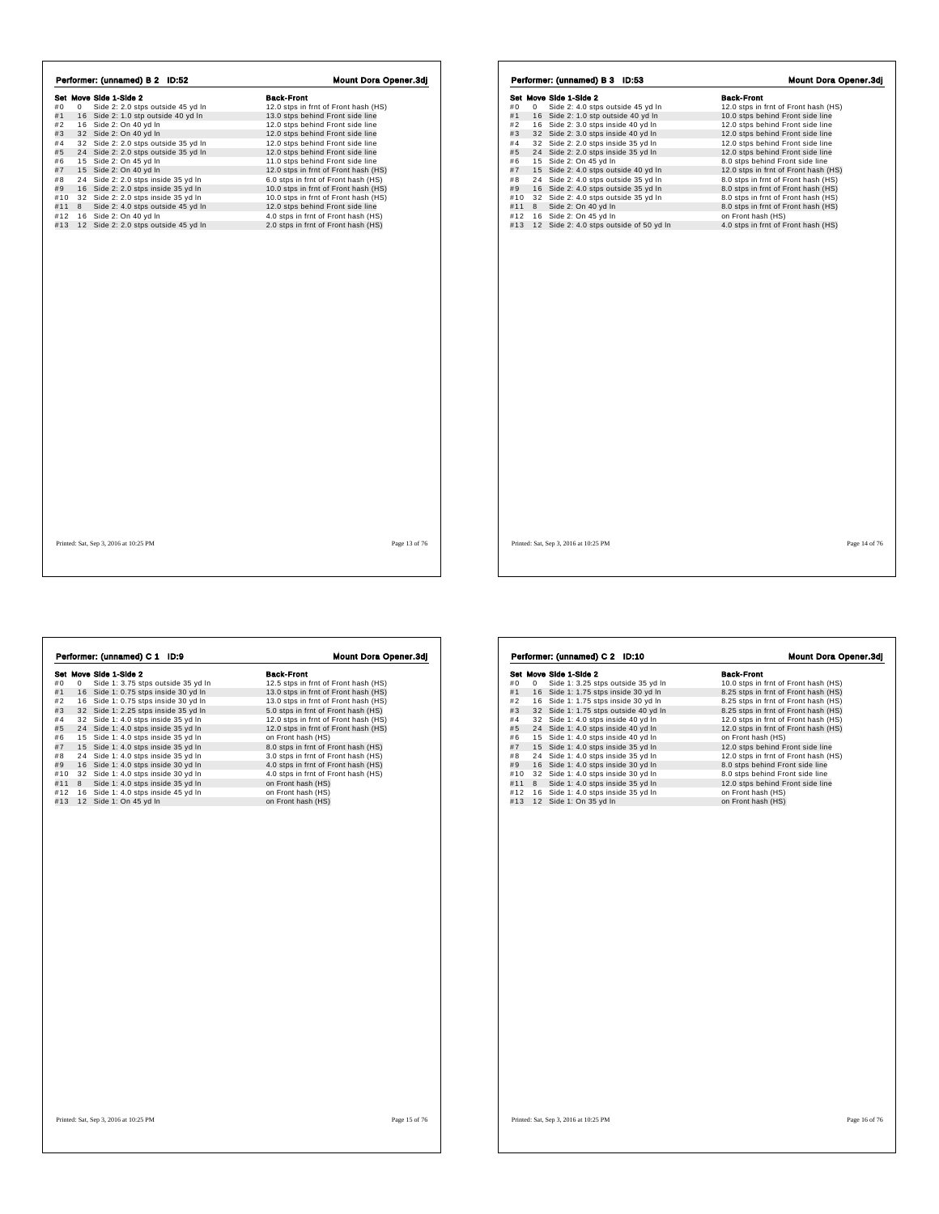## Performer: (unnamed) B 2 ID:52 — Mount Dora Opener.3dj

| Set | Move | Side 1-Side 2 | Back-Front |
|---|---|---|---|
| #0 | 0 | Side 2: 2.0 stps outside 45 yd ln | 12.0 stps in frnt of Front hash (HS) |
| #1 | 16 | Side 2: 1.0 stp outside 40 yd ln | 13.0 stps behind Front side line |
| #2 | 16 | Side 2: On 40 yd ln | 12.0 stps behind Front side line |
| #3 | 32 | Side 2: On 40 yd ln | 12.0 stps behind Front side line |
| #4 | 32 | Side 2: 2.0 stps outside 35 yd ln | 12.0 stps behind Front side line |
| #5 | 24 | Side 2: 2.0 stps outside 35 yd ln | 12.0 stps behind Front side line |
| #6 | 15 | Side 2: On 45 yd ln | 11.0 stps behind Front side line |
| #7 | 15 | Side 2: On 40 yd ln | 12.0 stps in frnt of Front hash (HS) |
| #8 | 24 | Side 2: 2.0 stps inside 35 yd ln | 6.0 stps in frnt of Front hash (HS) |
| #9 | 16 | Side 2: 2.0 stps inside 35 yd ln | 10.0 stps in frnt of Front hash (HS) |
| #10 | 32 | Side 2: 2.0 stps inside 35 yd ln | 10.0 stps in frnt of Front hash (HS) |
| #11 | 8 | Side 2: 4.0 stps outside 45 yd ln | 12.0 stps behind Front side line |
| #12 | 16 | Side 2: On 40 yd ln | 4.0 stps in frnt of Front hash (HS) |
| #13 | 12 | Side 2: 2.0 stps outside 45 yd ln | 2.0 stps in frnt of Front hash (HS) |

Printed: Sat, Sep 3, 2016 at 10:25 PM

## Performer: (unnamed) B 3 ID:53 — Mount Dora Opener.3dj

| Set | Move | Side 1-Side 2 | Back-Front |
|---|---|---|---|
| #0 | 0 | Side 2: 4.0 stps outside 45 yd ln | 12.0 stps in frnt of Front hash (HS) |
| #1 | 16 | Side 2: 1.0 stp outside 40 yd ln | 10.0 stps behind Front side line |
| #2 | 16 | Side 2: 3.0 stps inside 40 yd ln | 12.0 stps behind Front side line |
| #3 | 32 | Side 2: 3.0 stps inside 40 yd ln | 12.0 stps behind Front side line |
| #4 | 32 | Side 2: 2.0 stps inside 35 yd ln | 12.0 stps behind Front side line |
| #5 | 24 | Side 2: 2.0 stps inside 35 yd ln | 12.0 stps behind Front side line |
| #6 | 15 | Side 2: On 45 yd ln | 8.0 stps behind Front side line |
| #7 | 15 | Side 2: 4.0 stps outside 40 yd ln | 12.0 stps in frnt of Front hash (HS) |
| #8 | 24 | Side 2: 4.0 stps outside 35 yd ln | 8.0 stps in frnt of Front hash (HS) |
| #9 | 16 | Side 2: 4.0 stps outside 35 yd ln | 8.0 stps in frnt of Front hash (HS) |
| #10 | 32 | Side 2: 4.0 stps outside 35 yd ln | 8.0 stps in frnt of Front hash (HS) |
| #11 | 8 | Side 2: On 40 yd ln | 8.0 stps in frnt of Front hash (HS) |
| #12 | 16 | Side 2: On 45 yd ln | on Front hash (HS) |
| #13 | 12 | Side 2: 4.0 stps outside of 50 yd ln | 4.0 stps in frnt of Front hash (HS) |

Printed: Sat, Sep 3, 2016 at 10:25 PM

## Performer: (unnamed) C 1 ID:9 — Mount Dora Opener.3dj

| Set | Move | Side 1-Side 2 | Back-Front |
|---|---|---|---|
| #0 | 0 | Side 1: 3.75 stps outside 35 yd ln | 12.5 stps in frnt of Front hash (HS) |
| #1 | 16 | Side 1: 0.75 stps inside 30 yd ln | 13.0 stps in frnt of Front hash (HS) |
| #2 | 16 | Side 1: 0.75 stps inside 30 yd ln | 13.0 stps in frnt of Front hash (HS) |
| #3 | 32 | Side 1: 2.25 stps outside 35 yd ln | 5.0 stps in frnt of Front hash (HS) |
| #4 | 32 | Side 1: 4.0 stps inside 35 yd ln | 12.0 stps in frnt of Front hash (HS) |
| #5 | 24 | Side 1: 4.0 stps inside 35 yd ln | 12.0 stps in frnt of Front hash (HS) |
| #6 | 15 | Side 1: 4.0 stps inside 35 yd ln | on Front hash (HS) |
| #7 | 15 | Side 1: 4.0 stps inside 35 yd ln | 8.0 stps in frnt of Front hash (HS) |
| #8 | 24 | Side 1: 4.0 stps inside 35 yd ln | 3.0 stps in frnt of Front hash (HS) |
| #9 | 16 | Side 1: 4.0 stps inside 30 yd ln | 4.0 stps in frnt of Front hash (HS) |
| #10 | 32 | Side 1: 4.0 stps inside 30 yd ln | 4.0 stps in frnt of Front hash (HS) |
| #11 | 8 | Side 1: 4.0 stps inside 35 yd ln | on Front hash (HS) |
| #12 | 16 | Side 1: 4.0 stps inside 45 yd ln | on Front hash (HS) |
| #13 | 12 | Side 1: On 45 yd ln | on Front hash (HS) |

Printed: Sat, Sep 3, 2016 at 10:25 PM

## Performer: (unnamed) C 2 ID:10 — Mount Dora Opener.3dj

| Set | Move | Side 1-Side 2 | Back-Front |
|---|---|---|---|
| #0 | 0 | Side 1: 3.25 stps outside 35 yd ln | 10.0 stps in frnt of Front hash (HS) |
| #1 | 16 | Side 1: 1.75 stps inside 30 yd ln | 8.25 stps in frnt of Front hash (HS) |
| #2 | 16 | Side 1: 1.75 stps inside 30 yd ln | 8.25 stps in frnt of Front hash (HS) |
| #3 | 32 | Side 1: 1.75 stps outside 40 yd ln | 8.25 stps in frnt of Front hash (HS) |
| #4 | 32 | Side 1: 4.0 stps inside 40 yd ln | 12.0 stps in frnt of Front hash (HS) |
| #5 | 24 | Side 1: 4.0 stps inside 40 yd ln | 12.0 stps in frnt of Front hash (HS) |
| #6 | 15 | Side 1: 4.0 stps inside 40 yd ln | on Front hash (HS) |
| #7 | 15 | Side 1: 4.0 stps inside 35 yd ln | 12.0 stps behind Front side line |
| #8 | 24 | Side 1: 4.0 stps inside 35 yd ln | 12.0 stps in frnt of Front hash (HS) |
| #9 | 16 | Side 1: 4.0 stps inside 30 yd ln | 8.0 stps behind Front side line |
| #10 | 32 | Side 1: 4.0 stps inside 30 yd ln | 8.0 stps behind Front side line |
| #11 | 8 | Side 1: 4.0 stps inside 35 yd ln | 12.0 stps behind Front side line |
| #12 | 16 | Side 1: 4.0 stps inside 35 yd ln | on Front hash (HS) |
| #13 | 12 | Side 1: On 35 yd ln | on Front hash (HS) |

Printed: Sat, Sep 3, 2016 at 10:25 PM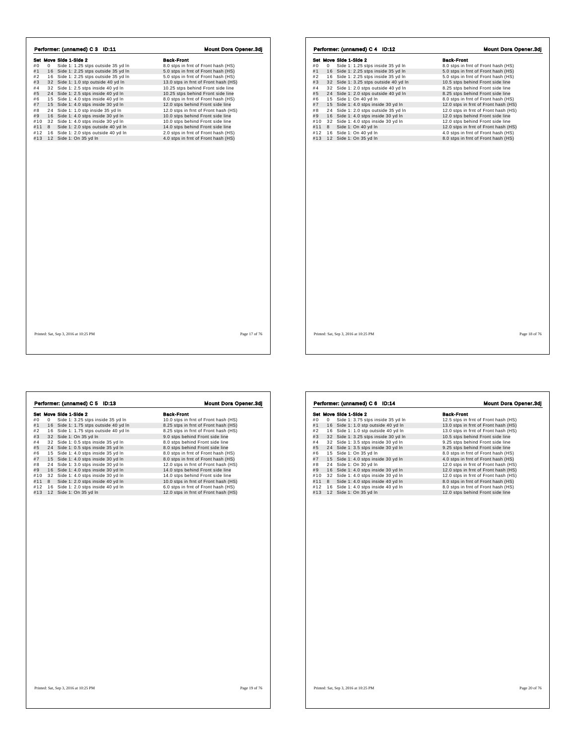## Performer: (unnamed) C 3 ID:11

**Mount Dora Opener.3dj**

| Set | Move | Side 1-Side 2 | Back-Front |
|---|---|---|---|
| #0 | 0 | Side 1: 1.25 stps outside 35 yd ln | 8.0 stps in frnt of Front hash (HS) |
| #1 | 16 | Side 1: 2.25 stps outside 35 yd ln | 5.0 stps in frnt of Front hash (HS) |
| #2 | 16 | Side 1: 2.25 stps outside 35 yd ln | 5.0 stps in frnt of Front hash (HS) |
| #3 | 32 | Side 1: 1.0 stp outside 40 yd ln | 13.0 stps in frnt of Front hash (HS) |
| #4 | 32 | Side 1: 2.5 stps inside 40 yd ln | 10.25 stps behind Front side line |
| #5 | 24 | Side 1: 2.5 stps inside 40 yd ln | 10.25 stps behind Front side line |
| #6 | 15 | Side 1: 4.0 stps inside 40 yd ln | 8.0 stps in frnt of Front hash (HS) |
| #7 | 15 | Side 1: 4.0 stps inside 30 yd ln | 12.0 stps behind Front side line |
| #8 | 24 | Side 1: 1.0 stp inside 35 yd ln | 12.0 stps in frnt of Front hash (HS) |
| #9 | 16 | Side 1: 4.0 stps inside 30 yd ln | 10.0 stps behind Front side line |
| #10 | 32 | Side 1: 4.0 stps inside 30 yd ln | 10.0 stps behind Front side line |
| #11 | 8 | Side 1: 2.0 stps outside 40 yd ln | 14.0 stps behind Front side line |
| #12 | 16 | Side 1: 2.0 stps outside 40 yd ln | 2.0 stps in frnt of Front hash (HS) |
| #13 | 12 | Side 1: On 35 yd ln | 4.0 stps in frnt of Front hash (HS) |

Printed: Sat, Sep 3, 2016 at 10:25 PM

## Performer: (unnamed) C 4 ID:12

**Mount Dora Opener.3dj**

| Set | Move | Side 1-Side 2 | Back-Front |
|---|---|---|---|
| #0 | 0 | Side 1: 1.25 stps inside 35 yd ln | 8.0 stps in frnt of Front hash (HS) |
| #1 | 16 | Side 1: 2.25 stps inside 35 yd ln | 5.0 stps in frnt of Front hash (HS) |
| #2 | 16 | Side 1: 2.25 stps inside 35 yd ln | 5.0 stps in frnt of Front hash (HS) |
| #3 | 32 | Side 1: 3.25 stps outside 40 yd ln | 10.5 stps behind Front side line |
| #4 | 32 | Side 1: 2.0 stps outside 40 yd ln | 8.25 stps behind Front side line |
| #5 | 24 | Side 1: 2.0 stps outside 40 yd ln | 8.25 stps behind Front side line |
| #6 | 15 | Side 1: On 40 yd ln | 8.0 stps in frnt of Front hash (HS) |
| #7 | 15 | Side 1: 4.0 stps inside 30 yd ln | 12.0 stps in frnt of Front hash (HS) |
| #8 | 24 | Side 1: 2.0 stps outside 35 yd ln | 12.0 stps in frnt of Front hash (HS) |
| #9 | 16 | Side 1: 4.0 stps inside 30 yd ln | 12.0 stps behind Front side line |
| #10 | 32 | Side 1: 4.0 stps inside 30 yd ln | 12.0 stps behind Front side line |
| #11 | 8 | Side 1: On 40 yd ln | 12.0 stps in frnt of Front hash (HS) |
| #12 | 16 | Side 1: On 40 yd ln | 4.0 stps in frnt of Front hash (HS) |
| #13 | 12 | Side 1: On 35 yd ln | 8.0 stps in frnt of Front hash (HS) |

Printed: Sat, Sep 3, 2016 at 10:25 PM

## Performer: (unnamed) C 5 ID:13

**Mount Dora Opener.3dj**

| Set | Move | Side 1-Side 2 | Back-Front |
|---|---|---|---|
| #0 | 0 | Side 1: 3.25 stps inside 35 yd ln | 10.0 stps in frnt of Front hash (HS) |
| #1 | 16 | Side 1: 1.75 stps outside 40 yd ln | 8.25 stps in frnt of Front hash (HS) |
| #2 | 16 | Side 1: 1.75 stps outside 40 yd ln | 8.25 stps in frnt of Front hash (HS) |
| #3 | 32 | Side 1: On 35 yd ln | 9.0 stps behind Front side line |
| #4 | 32 | Side 1: 0.5 stps inside 35 yd ln | 8.0 stps behind Front side line |
| #5 | 24 | Side 1: 0.5 stps inside 35 yd ln | 8.0 stps behind Front side line |
| #6 | 15 | Side 1: 4.0 stps inside 35 yd ln | 8.0 stps in frnt of Front hash (HS) |
| #7 | 15 | Side 1: 4.0 stps inside 30 yd ln | 8.0 stps in frnt of Front hash (HS) |
| #8 | 24 | Side 1: 3.0 stps inside 30 yd ln | 12.0 stps in frnt of Front hash (HS) |
| #9 | 16 | Side 1: 4.0 stps inside 30 yd ln | 14.0 stps behind Front side line |
| #10 | 32 | Side 1: 4.0 stps inside 30 yd ln | 14.0 stps behind Front side line |
| #11 | 8 | Side 1: 2.0 stps inside 40 yd ln | 10.0 stps in frnt of Front hash (HS) |
| #12 | 16 | Side 1: 2.0 stps inside 40 yd ln | 6.0 stps in frnt of Front hash (HS) |
| #13 | 12 | Side 1: On 35 yd ln | 12.0 stps in frnt of Front hash (HS) |

Printed: Sat, Sep 3, 2016 at 10:25 PM

## Performer: (unnamed) C 6 ID:14

**Mount Dora Opener.3dj**

| Set | Move | Side 1-Side 2 | Back-Front |
|---|---|---|---|
| #0 | 0 | Side 1: 3.75 stps inside 35 yd ln | 12.5 stps in frnt of Front hash (HS) |
| #1 | 16 | Side 1: 1.0 stp outside 40 yd ln | 13.0 stps in frnt of Front hash (HS) |
| #2 | 16 | Side 1: 1.0 stp outside 40 yd ln | 13.0 stps in frnt of Front hash (HS) |
| #3 | 32 | Side 1: 3.25 stps inside 30 yd ln | 10.5 stps behind Front side line |
| #4 | 32 | Side 1: 3.5 stps inside 30 yd ln | 9.25 stps behind Front side line |
| #5 | 24 | Side 1: 3.5 stps inside 30 yd ln | 9.25 stps behind Front side line |
| #6 | 15 | Side 1: On 35 yd ln | 8.0 stps in frnt of Front hash (HS) |
| #7 | 15 | Side 1: 4.0 stps inside 30 yd ln | 4.0 stps in frnt of Front hash (HS) |
| #8 | 24 | Side 1: On 30 yd ln | 12.0 stps in frnt of Front hash (HS) |
| #9 | 16 | Side 1: 4.0 stps inside 30 yd ln | 12.0 stps in frnt of Front hash (HS) |
| #10 | 32 | Side 1: 4.0 stps inside 30 yd ln | 12.0 stps in frnt of Front hash (HS) |
| #11 | 8 | Side 1: 4.0 stps inside 40 yd ln | 8.0 stps in frnt of Front hash (HS) |
| #12 | 16 | Side 1: 4.0 stps inside 40 yd ln | 8.0 stps in frnt of Front hash (HS) |
| #13 | 12 | Side 1: On 35 yd ln | 12.0 stps behind Front side line |

Printed: Sat, Sep 3, 2016 at 10:25 PM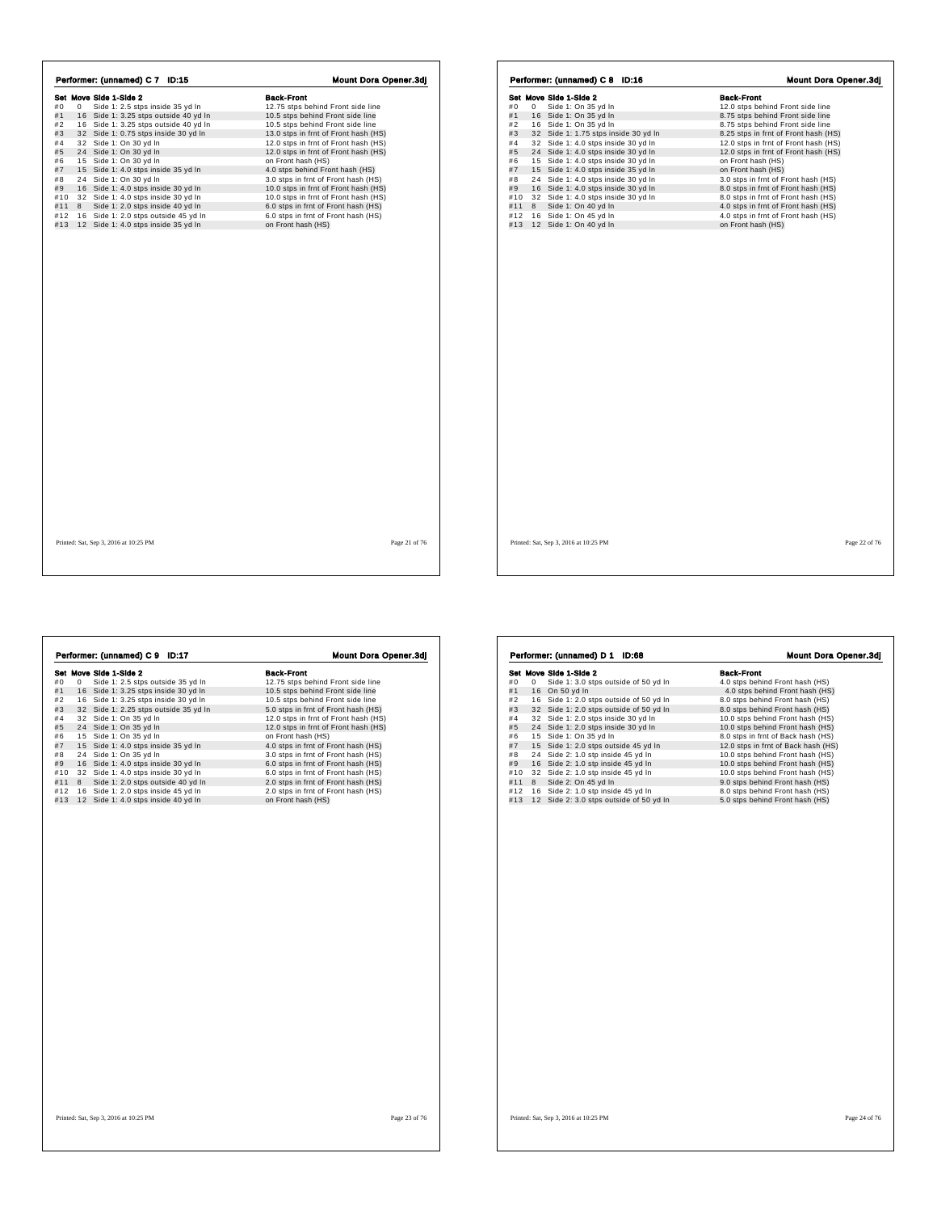## Performer: (unnamed) C 7 ID:15

**Mount Dora Opener.3dj**

| Set | Move | Side 1-Side 2 | Back-Front |
|---|---|---|---|
| #0 | 0 | Side 1: 2.5 stps inside 35 yd ln | 12.75 stps behind Front side line |
| #1 | 16 | Side 1: 3.25 stps outside 40 yd ln | 10.5 stps behind Front side line |
| #2 | 16 | Side 1: 3.25 stps outside 40 yd ln | 10.5 stps behind Front side line |
| #3 | 32 | Side 1: 0.75 stps inside 30 yd ln | 13.0 stps in frnt of Front hash (HS) |
| #4 | 32 | Side 1: On 30 yd ln | 12.0 stps in frnt of Front hash (HS) |
| #5 | 24 | Side 1: On 30 yd ln | 12.0 stps in frnt of Front hash (HS) |
| #6 | 15 | Side 1: On 30 yd ln | on Front hash (HS) |
| #7 | 15 | Side 1: 4.0 stps inside 35 yd ln | 4.0 stps behind Front hash (HS) |
| #8 | 24 | Side 1: On 30 yd ln | 3.0 stps in frnt of Front hash (HS) |
| #9 | 16 | Side 1: 4.0 stps inside 30 yd ln | 10.0 stps in frnt of Front hash (HS) |
| #10 | 32 | Side 1: 4.0 stps inside 30 yd ln | 10.0 stps in frnt of Front hash (HS) |
| #11 | 8 | Side 1: 2.0 stps inside 40 yd ln | 6.0 stps in frnt of Front hash (HS) |
| #12 | 16 | Side 1: 2.0 stps outside 45 yd ln | 6.0 stps in frnt of Front hash (HS) |
| #13 | 12 | Side 1: 4.0 stps inside 35 yd ln | on Front hash (HS) |

Printed: Sat, Sep 3, 2016 at 10:25 PM

## Performer: (unnamed) C 8 ID:16

**Mount Dora Opener.3dj**

| Set | Move | Side 1-Side 2 | Back-Front |
|---|---|---|---|
| #0 | 0 | Side 1: On 35 yd ln | 12.0 stps behind Front side line |
| #1 | 16 | Side 1: On 35 yd ln | 8.75 stps behind Front side line |
| #2 | 16 | Side 1: On 35 yd ln | 8.75 stps behind Front side line |
| #3 | 32 | Side 1: 1.75 stps inside 30 yd ln | 8.25 stps in frnt of Front hash (HS) |
| #4 | 32 | Side 1: 4.0 stps inside 30 yd ln | 12.0 stps in frnt of Front hash (HS) |
| #5 | 24 | Side 1: 4.0 stps inside 30 yd ln | 12.0 stps in frnt of Front hash (HS) |
| #6 | 15 | Side 1: 4.0 stps inside 30 yd ln | on Front hash (HS) |
| #7 | 15 | Side 1: 4.0 stps inside 35 yd ln | on Front hash (HS) |
| #8 | 24 | Side 1: 4.0 stps inside 30 yd ln | 3.0 stps in frnt of Front hash (HS) |
| #9 | 16 | Side 1: 4.0 stps inside 30 yd ln | 8.0 stps in frnt of Front hash (HS) |
| #10 | 32 | Side 1: 4.0 stps inside 30 yd ln | 8.0 stps in frnt of Front hash (HS) |
| #11 | 8 | Side 1: On 40 yd ln | 4.0 stps in frnt of Front hash (HS) |
| #12 | 16 | Side 1: On 45 yd ln | 4.0 stps in frnt of Front hash (HS) |
| #13 | 12 | Side 1: On 40 yd ln | on Front hash (HS) |

Printed: Sat, Sep 3, 2016 at 10:25 PM

## Performer: (unnamed) C 9 ID:17

**Mount Dora Opener.3dj**

| Set | Move | Side 1-Side 2 | Back-Front |
|---|---|---|---|
| #0 | 0 | Side 1: 2.5 stps outside 35 yd ln | 12.75 stps behind Front side line |
| #1 | 16 | Side 1: 3.25 stps inside 30 yd ln | 10.5 stps behind Front side line |
| #2 | 16 | Side 1: 3.25 stps inside 30 yd ln | 10.5 stps behind Front side line |
| #3 | 32 | Side 1: 2.25 stps outside 35 yd ln | 5.0 stps in frnt of Front hash (HS) |
| #4 | 32 | Side 1: On 35 yd ln | 12.0 stps in frnt of Front hash (HS) |
| #5 | 24 | Side 1: On 35 yd ln | 12.0 stps in frnt of Front hash (HS) |
| #6 | 15 | Side 1: On 35 yd ln | on Front hash (HS) |
| #7 | 15 | Side 1: 4.0 stps inside 35 yd ln | 4.0 stps in frnt of Front hash (HS) |
| #8 | 24 | Side 1: On 35 yd ln | 3.0 stps in frnt of Front hash (HS) |
| #9 | 16 | Side 1: 4.0 stps inside 30 yd ln | 6.0 stps in frnt of Front hash (HS) |
| #10 | 32 | Side 1: 4.0 stps inside 30 yd ln | 6.0 stps in frnt of Front hash (HS) |
| #11 | 8 | Side 1: 2.0 stps outside 40 yd ln | 2.0 stps in frnt of Front hash (HS) |
| #12 | 16 | Side 1: 2.0 stps inside 45 yd ln | 2.0 stps in frnt of Front hash (HS) |
| #13 | 12 | Side 1: 4.0 stps inside 40 yd ln | on Front hash (HS) |

Printed: Sat, Sep 3, 2016 at 10:25 PM

## Performer: (unnamed) D 1 ID:68

**Mount Dora Opener.3dj**

| Set | Move | Side 1-Side 2 | Back-Front |
|---|---|---|---|
| #0 | 0 | Side 1: 3.0 stps outside of 50 yd ln | 4.0 stps behind Front hash (HS) |
| #1 | 16 | On 50 yd ln | 4.0 stps behind Front hash (HS) |
| #2 | 16 | Side 1: 2.0 stps outside of 50 yd ln | 8.0 stps behind Front hash (HS) |
| #3 | 32 | Side 1: 2.0 stps outside of 50 yd ln | 8.0 stps behind Front hash (HS) |
| #4 | 32 | Side 1: 2.0 stps inside 30 yd ln | 10.0 stps behind Front hash (HS) |
| #5 | 24 | Side 1: 2.0 stps inside 30 yd ln | 10.0 stps behind Front hash (HS) |
| #6 | 15 | Side 1: On 35 yd ln | 8.0 stps in frnt of Back hash (HS) |
| #7 | 15 | Side 1: 2.0 stps outside 45 yd ln | 12.0 stps in frnt of Back hash (HS) |
| #8 | 24 | Side 2: 1.0 stp inside 45 yd ln | 10.0 stps behind Front hash (HS) |
| #9 | 16 | Side 2: 1.0 stp inside 45 yd ln | 10.0 stps behind Front hash (HS) |
| #10 | 32 | Side 2: 1.0 stp inside 45 yd ln | 10.0 stps behind Front hash (HS) |
| #11 | 8 | Side 2: On 45 yd ln | 9.0 stps behind Front hash (HS) |
| #12 | 16 | Side 2: 1.0 stp inside 45 yd ln | 8.0 stps behind Front hash (HS) |
| #13 | 12 | Side 2: 3.0 stps outside of 50 yd ln | 5.0 stps behind Front hash (HS) |

Printed: Sat, Sep 3, 2016 at 10:25 PM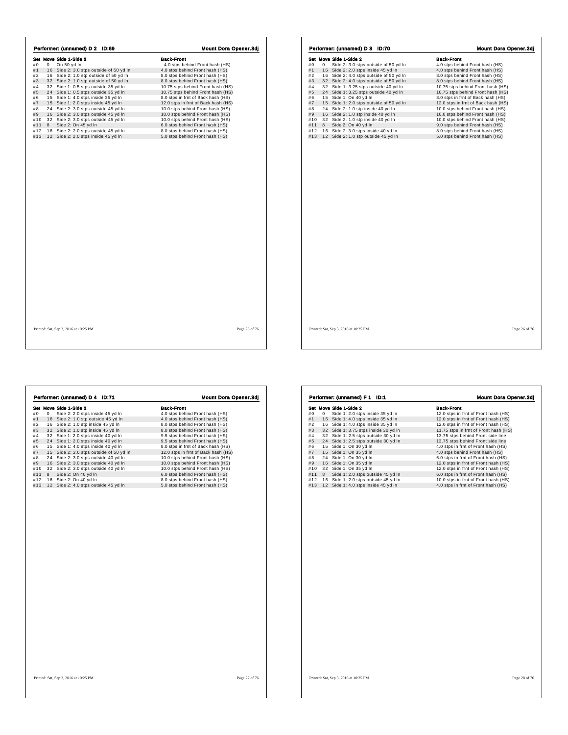## Performer: (unnamed) D 2 ID:69

**Mount Dora Opener.3dj**

| Set | Move | Side 1-Side 2 | Back-Front |
|---|---|---|---|
| #0 | 0 | On 50 yd ln | 4.0 stps behind Front hash (HS) |
| #1 | 16 | Side 2: 3.0 stps outside of 50 yd ln | 4.0 stps behind Front hash (HS) |
| #2 | 16 | Side 2: 1.0 stp outside of 50 yd ln | 8.0 stps behind Front hash (HS) |
| #3 | 32 | Side 2: 1.0 stp outside of 50 yd ln | 8.0 stps behind Front hash (HS) |
| #4 | 32 | Side 1: 0.5 stps outside 35 yd ln | 10.75 stps behind Front hash (HS) |
| #5 | 24 | Side 1: 0.5 stps outside 35 yd ln | 10.75 stps behind Front hash (HS) |
| #6 | 15 | Side 1: 4.0 stps inside 35 yd ln | 8.0 stps in frnt of Back hash (HS) |
| #7 | 15 | Side 1: 2.0 stps inside 45 yd ln | 12.0 stps in frnt of Back hash (HS) |
| #8 | 24 | Side 2: 3.0 stps outside 45 yd ln | 10.0 stps behind Front hash (HS) |
| #9 | 16 | Side 2: 3.0 stps outside 45 yd ln | 10.0 stps behind Front hash (HS) |
| #10 | 32 | Side 2: 3.0 stps outside 45 yd ln | 10.0 stps behind Front hash (HS) |
| #11 | 8 | Side 2: On 45 yd ln | 6.0 stps behind Front hash (HS) |
| #12 | 16 | Side 2: 2.0 stps outside 45 yd ln | 8.0 stps behind Front hash (HS) |
| #13 | 12 | Side 2: 2.0 stps inside 45 yd ln | 5.0 stps behind Front hash (HS) |

Printed: Sat, Sep 3, 2016 at 10:25 PM

## Performer: (unnamed) D 3 ID:70

**Mount Dora Opener.3dj**

| Set | Move | Side 1-Side 2 | Back-Front |
|---|---|---|---|
| #0 | 0 | Side 2: 3.0 stps outside of 50 yd ln | 4.0 stps behind Front hash (HS) |
| #1 | 16 | Side 2: 4.0 stps outside of 50 yd ln | 4.0 stps behind Front hash (HS) |
| #2 | 16 | Side 2: 4.0 stps outside of 50 yd ln | 8.0 stps behind Front hash (HS) |
| #3 | 32 | Side 2: 4.0 stps outside of 50 yd ln | 8.0 stps behind Front hash (HS) |
| #4 | 32 | Side 1: 3.25 stps outside 40 yd ln | 10.75 stps behind Front hash (HS) |
| #5 | 24 | Side 1: 3.25 stps outside 40 yd ln | 10.75 stps behind Front hash (HS) |
| #6 | 15 | Side 1: On 40 yd ln | 8.0 stps in frnt of Back hash (HS) |
| #7 | 15 | Side 1: 2.0 stps outside of 50 yd ln | 12.0 stps in frnt of Back hash (HS) |
| #8 | 24 | Side 2: 1.0 stp inside 40 yd ln | 10.0 stps behind Front hash (HS) |
| #9 | 16 | Side 2: 1.0 stp inside 40 yd ln | 10.0 stps behind Front hash (HS) |
| #10 | 32 | Side 2: 1.0 stp inside 40 yd ln | 10.0 stps behind Front hash (HS) |
| #11 | 8 | Side 2: On 40 yd ln | 9.0 stps behind Front hash (HS) |
| #12 | 16 | Side 2: 3.0 stps inside 40 yd ln | 8.0 stps behind Front hash (HS) |
| #13 | 12 | Side 2: 1.0 stp outside 45 yd ln | 5.0 stps behind Front hash (HS) |

Printed: Sat, Sep 3, 2016 at 10:25 PM

## Performer: (unnamed) D 4 ID:71

**Mount Dora Opener.3dj**

| Set | Move | Side 1-Side 2 | Back-Front |
|---|---|---|---|
| #0 | 0 | Side 2: 2.0 stps inside 45 yd ln | 4.0 stps behind Front hash (HS) |
| #1 | 16 | Side 2: 1.0 stp outside 45 yd ln | 4.0 stps behind Front hash (HS) |
| #2 | 16 | Side 2: 1.0 stp inside 45 yd ln | 8.0 stps behind Front hash (HS) |
| #3 | 32 | Side 2: 1.0 stp inside 45 yd ln | 8.0 stps behind Front hash (HS) |
| #4 | 32 | Side 1: 2.0 stps inside 40 yd ln | 9.5 stps behind Front hash (HS) |
| #5 | 24 | Side 1: 2.0 stps inside 40 yd ln | 9.5 stps behind Front hash (HS) |
| #6 | 15 | Side 1: 4.0 stps inside 40 yd ln | 8.0 stps in frnt of Back hash (HS) |
| #7 | 15 | Side 2: 2.0 stps outside of 50 yd ln | 12.0 stps in frnt of Back hash (HS) |
| #8 | 24 | Side 2: 3.0 stps outside 40 yd ln | 10.0 stps behind Front hash (HS) |
| #9 | 16 | Side 2: 3.0 stps outside 40 yd ln | 10.0 stps behind Front hash (HS) |
| #10 | 32 | Side 2: 3.0 stps outside 40 yd ln | 10.0 stps behind Front hash (HS) |
| #11 | 8 | Side 2: On 40 yd ln | 6.0 stps behind Front hash (HS) |
| #12 | 16 | Side 2: On 40 yd ln | 8.0 stps behind Front hash (HS) |
| #13 | 12 | Side 2: 4.0 stps outside 45 yd ln | 5.0 stps behind Front hash (HS) |

Printed: Sat, Sep 3, 2016 at 10:25 PM

## Performer: (unnamed) F 1 ID:1

**Mount Dora Opener.3dj**

| Set | Move | Side 1-Side 2 | Back-Front |
|---|---|---|---|
| #0 | 0 | Side 1: 2.0 stps inside 35 yd ln | 12.0 stps in frnt of Front hash (HS) |
| #1 | 16 | Side 1: 4.0 stps inside 35 yd ln | 12.0 stps in frnt of Front hash (HS) |
| #2 | 16 | Side 1: 4.0 stps inside 35 yd ln | 12.0 stps in frnt of Front hash (HS) |
| #3 | 32 | Side 1: 3.75 stps outside 30 yd ln | 11.75 stps in frnt of Front hash (HS) |
| #4 | 32 | Side 1: 2.5 stps outside 30 yd ln | 13.75 stps behind Front side line |
| #5 | 24 | Side 1: 2.5 stps outside 30 yd ln | 13.75 stps behind Front side line |
| #6 | 15 | Side 1: On 30 yd ln | 4.0 stps in frnt of Front hash (HS) |
| #7 | 15 | Side 1: On 35 yd ln | 4.0 stps behind Front hash (HS) |
| #8 | 24 | Side 1: On 30 yd ln | 6.0 stps in frnt of Front hash (HS) |
| #9 | 16 | Side 1: On 35 yd ln | 12.0 stps in frnt of Front hash (HS) |
| #10 | 32 | Side 1: On 35 yd ln | 12.0 stps in frnt of Front hash (HS) |
| #11 | 8 | Side 1: 2.0 stps outside 45 yd ln | 6.0 stps in frnt of Front hash (HS) |
| #12 | 16 | Side 1: 2.0 stps outside 45 yd ln | 10.0 stps in frnt of Front hash (HS) |
| #13 | 12 | Side 1: 4.0 stps inside 45 yd ln | 4.0 stps in frnt of Front hash (HS) |

Printed: Sat, Sep 3, 2016 at 10:25 PM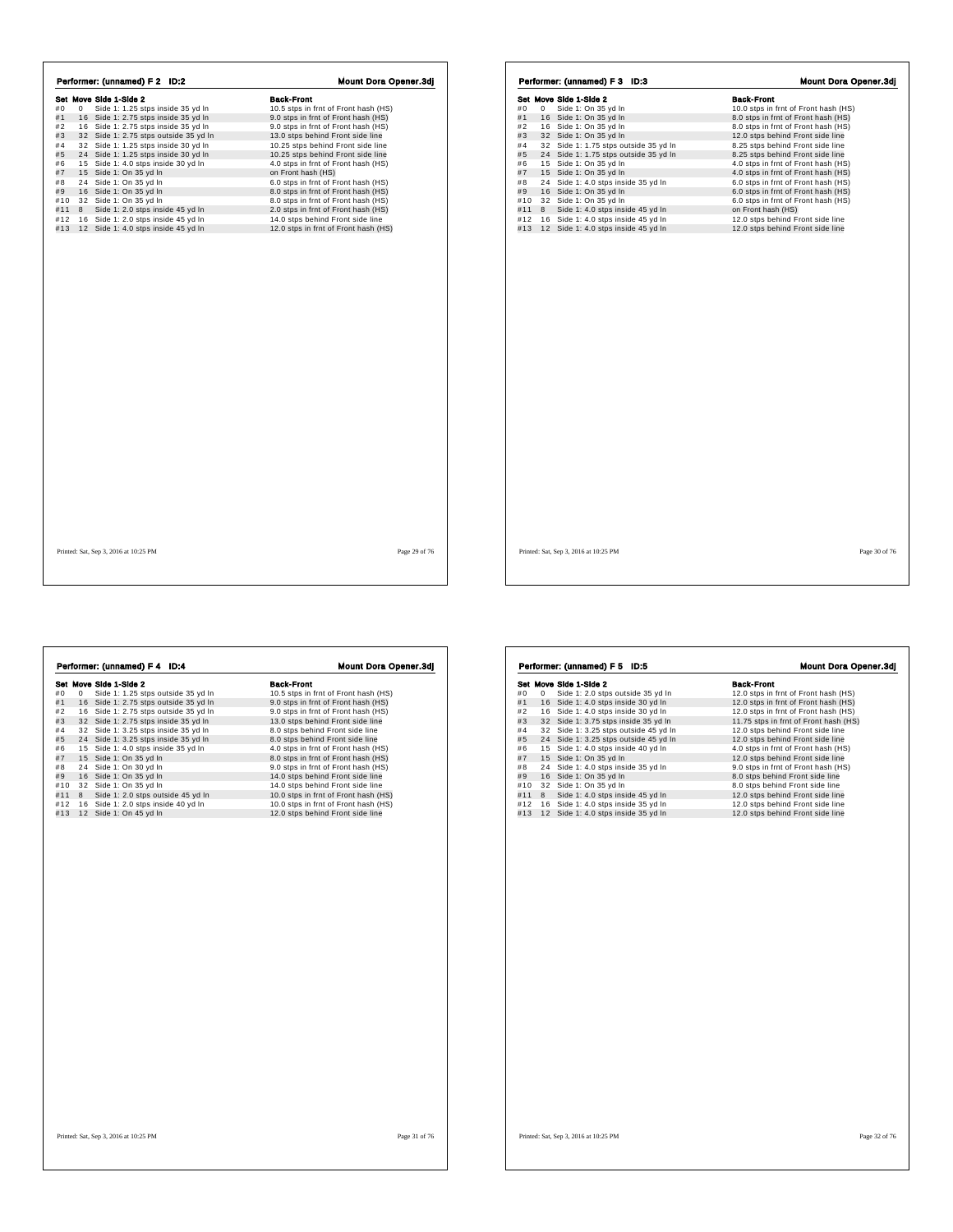## Performer: (unnamed) F 2 ID:2

**Mount Dora Opener.3dj**

| Set | Move | Side 1-Side 2 | Back-Front |
|---|---|---|---|
| #0 | 0 | Side 1: 1.25 stps inside 35 yd ln | 10.5 stps in frnt of Front hash (HS) |
| #1 | 16 | Side 1: 2.75 stps inside 35 yd ln | 9.0 stps in frnt of Front hash (HS) |
| #2 | 16 | Side 1: 2.75 stps inside 35 yd ln | 9.0 stps in frnt of Front hash (HS) |
| #3 | 32 | Side 1: 2.75 stps outside 35 yd ln | 13.0 stps behind Front side line |
| #4 | 32 | Side 1: 1.25 stps inside 30 yd ln | 10.25 stps behind Front side line |
| #5 | 24 | Side 1: 1.25 stps inside 30 yd ln | 10.25 stps behind Front side line |
| #6 | 15 | Side 1: 4.0 stps inside 30 yd ln | 4.0 stps in frnt of Front hash (HS) |
| #7 | 15 | Side 1: On 35 yd ln | on Front hash (HS) |
| #8 | 24 | Side 1: On 35 yd ln | 6.0 stps in frnt of Front hash (HS) |
| #9 | 16 | Side 1: On 35 yd ln | 8.0 stps in frnt of Front hash (HS) |
| #10 | 32 | Side 1: On 35 yd ln | 8.0 stps in frnt of Front hash (HS) |
| #11 | 8 | Side 1: 2.0 stps inside 45 yd ln | 2.0 stps in frnt of Front hash (HS) |
| #12 | 16 | Side 1: 2.0 stps inside 45 yd ln | 14.0 stps behind Front side line |
| #13 | 12 | Side 1: 4.0 stps inside 45 yd ln | 12.0 stps in frnt of Front hash (HS) |

Printed: Sat, Sep 3, 2016 at 10:25 PM

## Performer: (unnamed) F 3 ID:3

**Mount Dora Opener.3dj**

| Set | Move | Side 1-Side 2 | Back-Front |
|---|---|---|---|
| #0 | 0 | Side 1: On 35 yd ln | 10.0 stps in frnt of Front hash (HS) |
| #1 | 16 | Side 1: On 35 yd ln | 8.0 stps in frnt of Front hash (HS) |
| #2 | 16 | Side 1: On 35 yd ln | 8.0 stps in frnt of Front hash (HS) |
| #3 | 32 | Side 1: On 35 yd ln | 12.0 stps behind Front side line |
| #4 | 32 | Side 1: 1.75 stps outside 35 yd ln | 8.25 stps behind Front side line |
| #5 | 24 | Side 1: 1.75 stps outside 35 yd ln | 8.25 stps behind Front side line |
| #6 | 15 | Side 1: On 35 yd ln | 4.0 stps in frnt of Front hash (HS) |
| #7 | 15 | Side 1: On 35 yd ln | 4.0 stps in frnt of Front hash (HS) |
| #8 | 24 | Side 1: 4.0 stps inside 35 yd ln | 6.0 stps in frnt of Front hash (HS) |
| #9 | 16 | Side 1: On 35 yd ln | 6.0 stps in frnt of Front hash (HS) |
| #10 | 32 | Side 1: On 35 yd ln | 6.0 stps in frnt of Front hash (HS) |
| #11 | 8 | Side 1: 4.0 stps inside 45 yd ln | on Front hash (HS) |
| #12 | 16 | Side 1: 4.0 stps inside 45 yd ln | 12.0 stps behind Front side line |
| #13 | 12 | Side 1: 4.0 stps inside 45 yd ln | 12.0 stps behind Front side line |

Printed: Sat, Sep 3, 2016 at 10:25 PM

## Performer: (unnamed) F 4 ID:4

**Mount Dora Opener.3dj**

| Set | Move | Side 1-Side 2 | Back-Front |
|---|---|---|---|
| #0 | 0 | Side 1: 1.25 stps outside 35 yd ln | 10.5 stps in frnt of Front hash (HS) |
| #1 | 16 | Side 1: 2.75 stps outside 35 yd ln | 9.0 stps in frnt of Front hash (HS) |
| #2 | 16 | Side 1: 2.75 stps outside 35 yd ln | 9.0 stps in frnt of Front hash (HS) |
| #3 | 32 | Side 1: 2.75 stps inside 35 yd ln | 13.0 stps behind Front side line |
| #4 | 32 | Side 1: 3.25 stps inside 35 yd ln | 8.0 stps behind Front side line |
| #5 | 24 | Side 1: 3.25 stps inside 35 yd ln | 8.0 stps behind Front side line |
| #6 | 15 | Side 1: 4.0 stps inside 35 yd ln | 4.0 stps in frnt of Front hash (HS) |
| #7 | 15 | Side 1: On 35 yd ln | 8.0 stps in frnt of Front hash (HS) |
| #8 | 24 | Side 1: On 30 yd ln | 9.0 stps in frnt of Front hash (HS) |
| #9 | 16 | Side 1: On 35 yd ln | 14.0 stps behind Front side line |
| #10 | 32 | Side 1: On 35 yd ln | 14.0 stps behind Front side line |
| #11 | 8 | Side 1: 2.0 stps outside 45 yd ln | 10.0 stps in frnt of Front hash (HS) |
| #12 | 16 | Side 1: 2.0 stps inside 40 yd ln | 10.0 stps in frnt of Front hash (HS) |
| #13 | 12 | Side 1: On 45 yd ln | 12.0 stps behind Front side line |

Printed: Sat, Sep 3, 2016 at 10:25 PM

## Performer: (unnamed) F 5 ID:5

**Mount Dora Opener.3dj**

| Set | Move | Side 1-Side 2 | Back-Front |
|---|---|---|---|
| #0 | 0 | Side 1: 2.0 stps outside 35 yd ln | 12.0 stps in frnt of Front hash (HS) |
| #1 | 16 | Side 1: 4.0 stps inside 30 yd ln | 12.0 stps in frnt of Front hash (HS) |
| #2 | 16 | Side 1: 4.0 stps inside 30 yd ln | 12.0 stps in frnt of Front hash (HS) |
| #3 | 32 | Side 1: 3.75 stps inside 35 yd ln | 11.75 stps in frnt of Front hash (HS) |
| #4 | 32 | Side 1: 3.25 stps outside 45 yd ln | 12.0 stps behind Front side line |
| #5 | 24 | Side 1: 3.25 stps outside 45 yd ln | 12.0 stps behind Front side line |
| #6 | 15 | Side 1: 4.0 stps inside 40 yd ln | 4.0 stps in frnt of Front hash (HS) |
| #7 | 15 | Side 1: On 35 yd ln | 12.0 stps behind Front side line |
| #8 | 24 | Side 1: 4.0 stps inside 35 yd ln | 9.0 stps in frnt of Front hash (HS) |
| #9 | 16 | Side 1: On 35 yd ln | 8.0 stps behind Front side line |
| #10 | 32 | Side 1: On 35 yd ln | 8.0 stps behind Front side line |
| #11 | 8 | Side 1: 4.0 stps inside 45 yd ln | 12.0 stps behind Front side line |
| #12 | 16 | Side 1: 4.0 stps inside 35 yd ln | 12.0 stps behind Front side line |
| #13 | 12 | Side 1: 4.0 stps inside 35 yd ln | 12.0 stps behind Front side line |

Printed: Sat, Sep 3, 2016 at 10:25 PM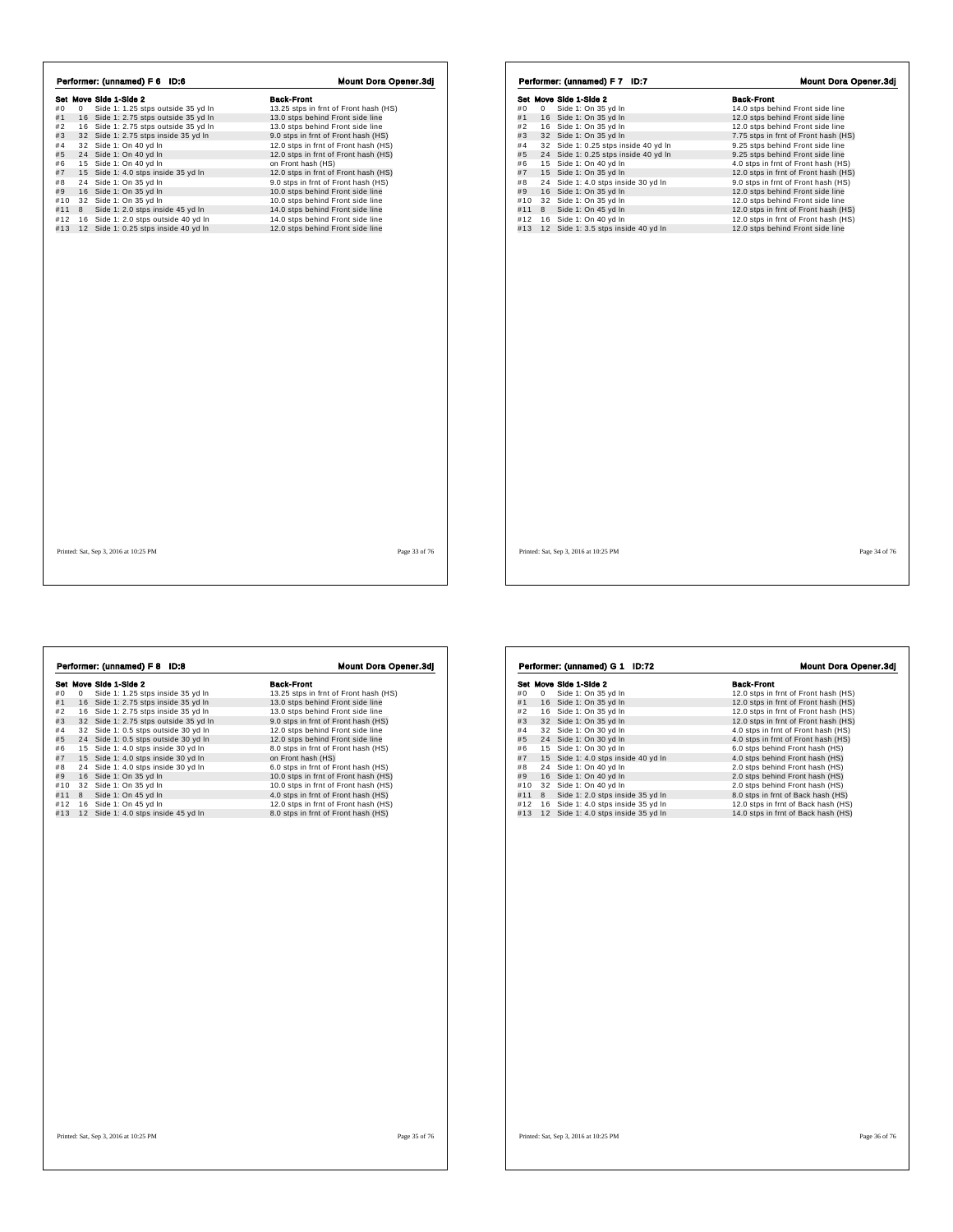## Performer: (unnamed) F 6 ID:6

**Mount Dora Opener.3dj**

| Set | Move | Side 1-Side 2 | Back-Front |
|---|---|---|---|
| #0 | 0 | Side 1: 1.25 stps outside 35 yd ln | 13.25 stps in frnt of Front hash (HS) |
| #1 | 16 | Side 1: 2.75 stps outside 35 yd ln | 13.0 stps behind Front side line |
| #2 | 16 | Side 1: 2.75 stps outside 35 yd ln | 13.0 stps behind Front side line |
| #3 | 32 | Side 1: 2.75 stps inside 35 yd ln | 9.0 stps in frnt of Front hash (HS) |
| #4 | 32 | Side 1: On 40 yd ln | 12.0 stps in frnt of Front hash (HS) |
| #5 | 24 | Side 1: On 40 yd ln | 12.0 stps in frnt of Front hash (HS) |
| #6 | 15 | Side 1: On 40 yd ln | on Front hash (HS) |
| #7 | 15 | Side 1: 4.0 stps inside 35 yd ln | 12.0 stps in frnt of Front hash (HS) |
| #8 | 24 | Side 1: On 35 yd ln | 9.0 stps in frnt of Front hash (HS) |
| #9 | 16 | Side 1: On 35 yd ln | 10.0 stps behind Front side line |
| #10 | 32 | Side 1: On 35 yd ln | 10.0 stps behind Front side line |
| #11 | 8 | Side 1: 2.0 stps inside 45 yd ln | 14.0 stps behind Front side line |
| #12 | 16 | Side 1: 2.0 stps outside 40 yd ln | 14.0 stps behind Front side line |
| #13 | 12 | Side 1: 0.25 stps inside 40 yd ln | 12.0 stps behind Front side line |

Printed: Sat, Sep 3, 2016 at 10:25 PM

## Performer: (unnamed) F 7 ID:7

**Mount Dora Opener.3dj**

| Set | Move | Side 1-Side 2 | Back-Front |
|---|---|---|---|
| #0 | 0 | Side 1: On 35 yd ln | 14.0 stps behind Front side line |
| #1 | 16 | Side 1: On 35 yd ln | 12.0 stps behind Front side line |
| #2 | 16 | Side 1: On 35 yd ln | 12.0 stps behind Front side line |
| #3 | 32 | Side 1: On 35 yd ln | 7.75 stps in frnt of Front hash (HS) |
| #4 | 32 | Side 1: 0.25 stps inside 40 yd ln | 9.25 stps behind Front side line |
| #5 | 24 | Side 1: 0.25 stps inside 40 yd ln | 9.25 stps behind Front side line |
| #6 | 15 | Side 1: On 40 yd ln | 4.0 stps in frnt of Front hash (HS) |
| #7 | 15 | Side 1: On 35 yd ln | 12.0 stps in frnt of Front hash (HS) |
| #8 | 24 | Side 1: 4.0 stps inside 30 yd ln | 9.0 stps in frnt of Front hash (HS) |
| #9 | 16 | Side 1: On 35 yd ln | 12.0 stps behind Front side line |
| #10 | 32 | Side 1: On 35 yd ln | 12.0 stps behind Front side line |
| #11 | 8 | Side 1: On 45 yd ln | 12.0 stps in frnt of Front hash (HS) |
| #12 | 16 | Side 1: On 40 yd ln | 12.0 stps in frnt of Front hash (HS) |
| #13 | 12 | Side 1: 3.5 stps inside 40 yd ln | 12.0 stps behind Front side line |

Printed: Sat, Sep 3, 2016 at 10:25 PM

## Performer: (unnamed) F 8 ID:8

**Mount Dora Opener.3dj**

| Set | Move | Side 1-Side 2 | Back-Front |
|---|---|---|---|
| #0 | 0 | Side 1: 1.25 stps inside 35 yd ln | 13.25 stps in frnt of Front hash (HS) |
| #1 | 16 | Side 1: 2.75 stps inside 35 yd ln | 13.0 stps behind Front side line |
| #2 | 16 | Side 1: 2.75 stps inside 35 yd ln | 13.0 stps behind Front side line |
| #3 | 32 | Side 1: 2.75 stps outside 35 yd ln | 9.0 stps in frnt of Front hash (HS) |
| #4 | 32 | Side 1: 0.5 stps outside 30 yd ln | 12.0 stps behind Front side line |
| #5 | 24 | Side 1: 0.5 stps outside 30 yd ln | 12.0 stps behind Front side line |
| #6 | 15 | Side 1: 4.0 stps inside 30 yd ln | 8.0 stps in frnt of Front hash (HS) |
| #7 | 15 | Side 1: 4.0 stps inside 30 yd ln | on Front hash (HS) |
| #8 | 24 | Side 1: 4.0 stps inside 30 yd ln | 6.0 stps in frnt of Front hash (HS) |
| #9 | 16 | Side 1: On 35 yd ln | 10.0 stps in frnt of Front hash (HS) |
| #10 | 32 | Side 1: On 35 yd ln | 10.0 stps in frnt of Front hash (HS) |
| #11 | 8 | Side 1: On 45 yd ln | 4.0 stps in frnt of Front hash (HS) |
| #12 | 16 | Side 1: On 45 yd ln | 12.0 stps in frnt of Front hash (HS) |
| #13 | 12 | Side 1: 4.0 stps inside 45 yd ln | 8.0 stps in frnt of Front hash (HS) |

Printed: Sat, Sep 3, 2016 at 10:25 PM

## Performer: (unnamed) G 1 ID:72

**Mount Dora Opener.3dj**

| Set | Move | Side 1-Side 2 | Back-Front |
|---|---|---|---|
| #0 | 0 | Side 1: On 35 yd ln | 12.0 stps in frnt of Front hash (HS) |
| #1 | 16 | Side 1: On 35 yd ln | 12.0 stps in frnt of Front hash (HS) |
| #2 | 16 | Side 1: On 35 yd ln | 12.0 stps in frnt of Front hash (HS) |
| #3 | 32 | Side 1: On 35 yd ln | 12.0 stps in frnt of Front hash (HS) |
| #4 | 32 | Side 1: On 30 yd ln | 4.0 stps in frnt of Front hash (HS) |
| #5 | 24 | Side 1: On 30 yd ln | 4.0 stps in frnt of Front hash (HS) |
| #6 | 15 | Side 1: On 30 yd ln | 6.0 stps behind Front hash (HS) |
| #7 | 15 | Side 1: 4.0 stps inside 40 yd ln | 4.0 stps behind Front hash (HS) |
| #8 | 24 | Side 1: On 40 yd ln | 2.0 stps behind Front hash (HS) |
| #9 | 16 | Side 1: On 40 yd ln | 2.0 stps behind Front hash (HS) |
| #10 | 32 | Side 1: On 40 yd ln | 2.0 stps behind Front hash (HS) |
| #11 | 8 | Side 1: 2.0 stps inside 35 yd ln | 8.0 stps in frnt of Back hash (HS) |
| #12 | 16 | Side 1: 4.0 stps inside 35 yd ln | 12.0 stps in frnt of Back hash (HS) |
| #13 | 12 | Side 1: 4.0 stps inside 35 yd ln | 14.0 stps in frnt of Back hash (HS) |

Printed: Sat, Sep 3, 2016 at 10:25 PM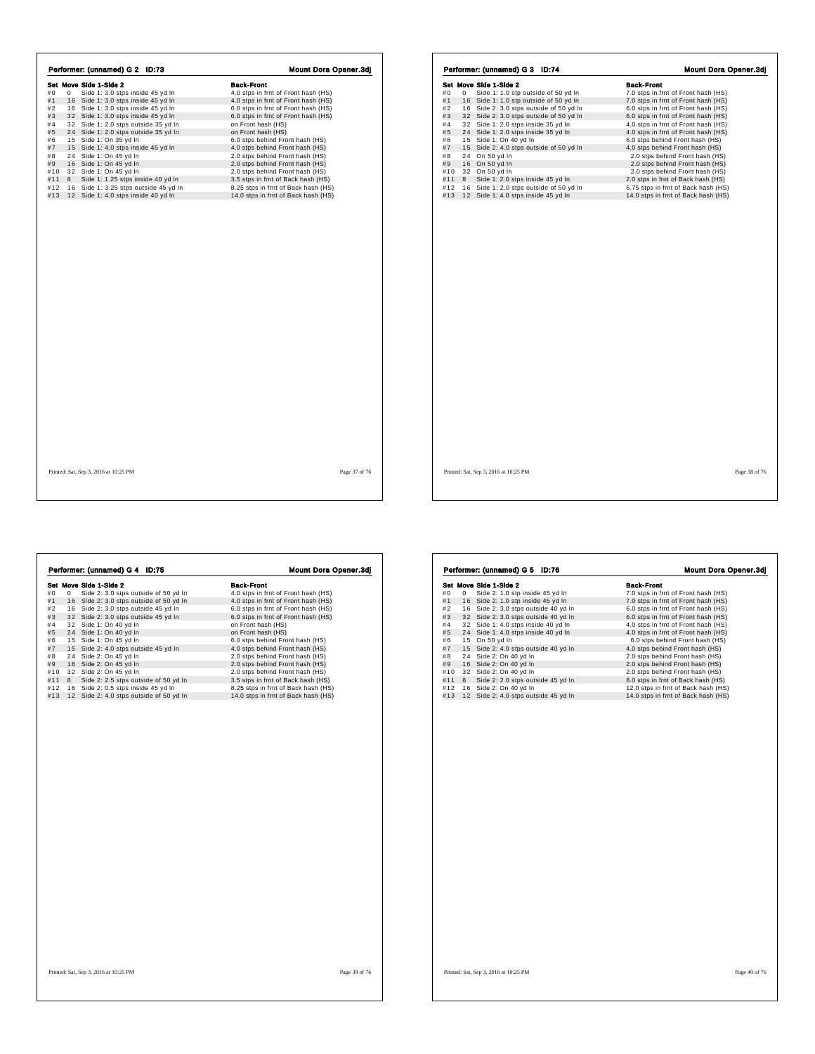## Performer: (unnamed) G 2 ID:73

**Mount Dora Opener.3dj**

| Set | Move | Side 1-Side 2 | Back-Front |
|---|---|---|---|
| #0 | 0 | Side 1: 3.0 stps inside 45 yd ln | 4.0 stps in frnt of Front hash (HS) |
| #1 | 16 | Side 1: 3.0 stps inside 45 yd ln | 4.0 stps in frnt of Front hash (HS) |
| #2 | 16 | Side 1: 3.0 stps inside 45 yd ln | 6.0 stps in frnt of Front hash (HS) |
| #3 | 32 | Side 1: 3.0 stps inside 45 yd ln | 6.0 stps in frnt of Front hash (HS) |
| #4 | 32 | Side 1: 2.0 stps outside 35 yd ln | on Front hash (HS) |
| #5 | 24 | Side 1: 2.0 stps outside 35 yd ln | on Front hash (HS) |
| #6 | 15 | Side 1: On 35 yd ln | 6.0 stps behind Front hash (HS) |
| #7 | 15 | Side 1: 4.0 stps inside 45 yd ln | 4.0 stps behind Front hash (HS) |
| #8 | 24 | Side 1: On 45 yd ln | 2.0 stps behind Front hash (HS) |
| #9 | 16 | Side 1: On 45 yd ln | 2.0 stps behind Front hash (HS) |
| #10 | 32 | Side 1: On 45 yd ln | 2.0 stps behind Front hash (HS) |
| #11 | 8 | Side 1: 1.25 stps inside 40 yd ln | 3.5 stps in frnt of Back hash (HS) |
| #12 | 16 | Side 1: 3.25 stps outside 45 yd ln | 8.25 stps in frnt of Back hash (HS) |
| #13 | 12 | Side 1: 4.0 stps inside 40 yd ln | 14.0 stps in frnt of Back hash (HS) |

Printed: Sat, Sep 3, 2016 at 10:25 PM

## Performer: (unnamed) G 3 ID:74

**Mount Dora Opener.3dj**

| Set | Move | Side 1-Side 2 | Back-Front |
|---|---|---|---|
| #0 | 0 | Side 1: 1.0 stp outside of 50 yd ln | 7.0 stps in frnt of Front hash (HS) |
| #1 | 16 | Side 1: 1.0 stp outside of 50 yd ln | 7.0 stps in frnt of Front hash (HS) |
| #2 | 16 | Side 2: 3.0 stps outside of 50 yd ln | 6.0 stps in frnt of Front hash (HS) |
| #3 | 32 | Side 2: 3.0 stps outside of 50 yd ln | 6.0 stps in frnt of Front hash (HS) |
| #4 | 32 | Side 1: 2.0 stps inside 35 yd ln | 4.0 stps in frnt of Front hash (HS) |
| #5 | 24 | Side 1: 2.0 stps inside 35 yd ln | 4.0 stps in frnt of Front hash (HS) |
| #6 | 15 | Side 1: On 40 yd ln | 6.0 stps behind Front hash (HS) |
| #7 | 15 | Side 2: 4.0 stps outside of 50 yd ln | 4.0 stps behind Front hash (HS) |
| #8 | 24 | On 50 yd ln | 2.0 stps behind Front hash (HS) |
| #9 | 16 | On 50 yd ln | 2.0 stps behind Front hash (HS) |
| #10 | 32 | On 50 yd ln | 2.0 stps behind Front hash (HS) |
| #11 | 8 | Side 1: 2.0 stps inside 45 yd ln | 2.0 stps in frnt of Back hash (HS) |
| #12 | 16 | Side 1: 2.0 stps outside of 50 yd ln | 6.75 stps in frnt of Back hash (HS) |
| #13 | 12 | Side 1: 4.0 stps inside 45 yd ln | 14.0 stps in frnt of Back hash (HS) |

Printed: Sat, Sep 3, 2016 at 10:25 PM

## Performer: (unnamed) G 4 ID:75

**Mount Dora Opener.3dj**

| Set | Move | Side 1-Side 2 | Back-Front |
|---|---|---|---|
| #0 | 0 | Side 2: 3.0 stps outside of 50 yd ln | 4.0 stps in frnt of Front hash (HS) |
| #1 | 16 | Side 2: 3.0 stps outside of 50 yd ln | 4.0 stps in frnt of Front hash (HS) |
| #2 | 16 | Side 2: 3.0 stps outside 45 yd ln | 6.0 stps in frnt of Front hash (HS) |
| #3 | 32 | Side 2: 3.0 stps outside 45 yd ln | 6.0 stps in frnt of Front hash (HS) |
| #4 | 32 | Side 1: On 40 yd ln | on Front hash (HS) |
| #5 | 24 | Side 1: On 40 yd ln | on Front hash (HS) |
| #6 | 15 | Side 1: On 45 yd ln | 6.0 stps behind Front hash (HS) |
| #7 | 15 | Side 2: 4.0 stps outside 45 yd ln | 4.0 stps behind Front hash (HS) |
| #8 | 24 | Side 2: On 45 yd ln | 2.0 stps behind Front hash (HS) |
| #9 | 16 | Side 2: On 45 yd ln | 2.0 stps behind Front hash (HS) |
| #10 | 32 | Side 2: On 45 yd ln | 2.0 stps behind Front hash (HS) |
| #11 | 8 | Side 2: 2.5 stps outside of 50 yd ln | 3.5 stps in frnt of Back hash (HS) |
| #12 | 16 | Side 2: 0.5 stps inside 45 yd ln | 8.25 stps in frnt of Back hash (HS) |
| #13 | 12 | Side 2: 4.0 stps outside of 50 yd ln | 14.0 stps in frnt of Back hash (HS) |

Printed: Sat, Sep 3, 2016 at 10:25 PM

## Performer: (unnamed) G 5 ID:76

**Mount Dora Opener.3dj**

| Set | Move | Side 1-Side 2 | Back-Front |
|---|---|---|---|
| #0 | 0 | Side 2: 1.0 stp inside 45 yd ln | 7.0 stps in frnt of Front hash (HS) |
| #1 | 16 | Side 2: 1.0 stp inside 45 yd ln | 7.0 stps in frnt of Front hash (HS) |
| #2 | 16 | Side 2: 3.0 stps outside 40 yd ln | 6.0 stps in frnt of Front hash (HS) |
| #3 | 32 | Side 2: 3.0 stps outside 40 yd ln | 6.0 stps in frnt of Front hash (HS) |
| #4 | 32 | Side 1: 4.0 stps inside 40 yd ln | 4.0 stps in frnt of Front hash (HS) |
| #5 | 24 | Side 1: 4.0 stps inside 40 yd ln | 4.0 stps in frnt of Front hash (HS) |
| #6 | 15 | On 50 yd ln | 6.0 stps behind Front hash (HS) |
| #7 | 15 | Side 2: 4.0 stps outside 40 yd ln | 4.0 stps behind Front hash (HS) |
| #8 | 24 | Side 2: On 40 yd ln | 2.0 stps behind Front hash (HS) |
| #9 | 16 | Side 2: On 40 yd ln | 2.0 stps behind Front hash (HS) |
| #10 | 32 | Side 2: On 40 yd ln | 2.0 stps behind Front hash (HS) |
| #11 | 8 | Side 2: 2.0 stps outside 45 yd ln | 8.0 stps in frnt of Back hash (HS) |
| #12 | 16 | Side 2: On 40 yd ln | 12.0 stps in frnt of Back hash (HS) |
| #13 | 12 | Side 2: 4.0 stps outside 45 yd ln | 14.0 stps in frnt of Back hash (HS) |

Printed: Sat, Sep 3, 2016 at 10:25 PM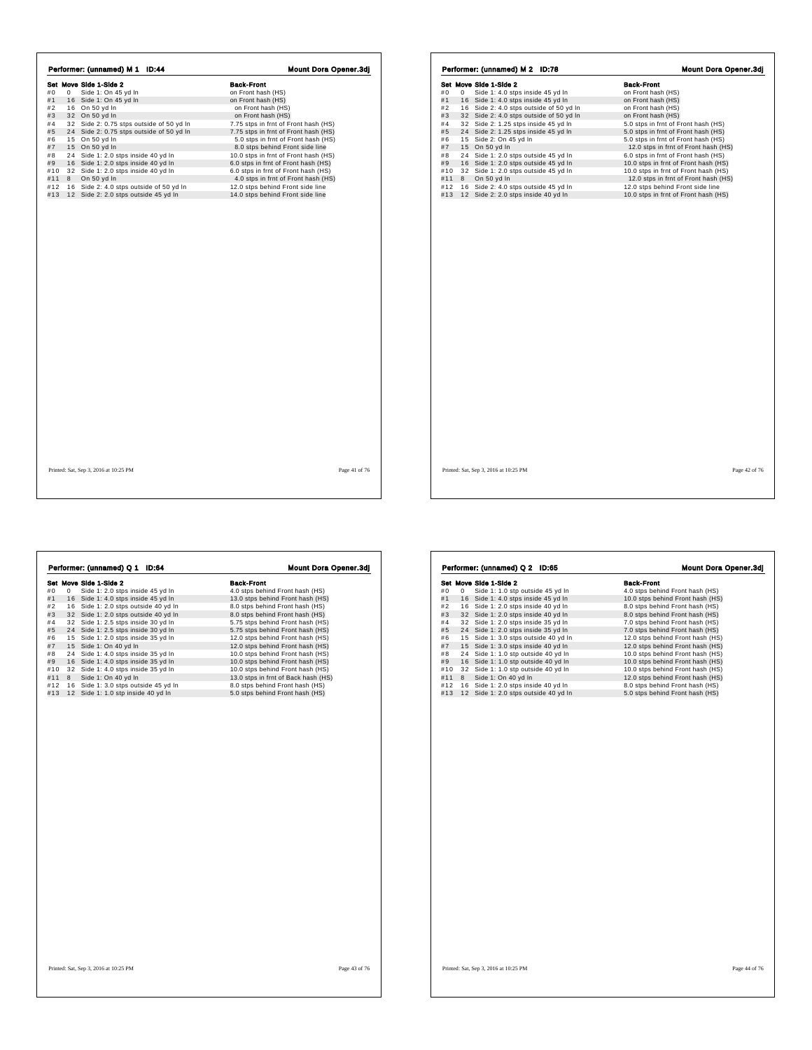## Performer: (unnamed) M 1 ID:44 — Mount Dora Opener.3dj

| Set | Move | Side 1-Side 2 | Back-Front |
|---|---|---|---|
| #0 | 0 | Side 1: On 45 yd ln | on Front hash (HS) |
| #1 | 16 | Side 1: On 45 yd ln | on Front hash (HS) |
| #2 | 16 | On 50 yd ln | on Front hash (HS) |
| #3 | 32 | On 50 yd ln | on Front hash (HS) |
| #4 | 32 | Side 2: 0.75 stps outside of 50 yd ln | 7.75 stps in frnt of Front hash (HS) |
| #5 | 24 | Side 2: 0.75 stps outside of 50 yd ln | 7.75 stps in frnt of Front hash (HS) |
| #6 | 15 | On 50 yd ln | 5.0 stps in frnt of Front hash (HS) |
| #7 | 15 | On 50 yd ln | 8.0 stps behind Front side line |
| #8 | 24 | Side 1: 2.0 stps inside 40 yd ln | 10.0 stps in frnt of Front hash (HS) |
| #9 | 16 | Side 1: 2.0 stps inside 40 yd ln | 6.0 stps in frnt of Front hash (HS) |
| #10 | 32 | Side 1: 2.0 stps inside 40 yd ln | 6.0 stps in frnt of Front hash (HS) |
| #11 | 8 | On 50 yd ln | 4.0 stps in frnt of Front hash (HS) |
| #12 | 16 | Side 2: 4.0 stps outside of 50 yd ln | 12.0 stps behind Front side line |
| #13 | 12 | Side 2: 2.0 stps outside 45 yd ln | 14.0 stps behind Front side line |

Printed: Sat, Sep 3, 2016 at 10:25 PM

## Performer: (unnamed) M 2 ID:78 — Mount Dora Opener.3dj

| Set | Move | Side 1-Side 2 | Back-Front |
|---|---|---|---|
| #0 | 0 | Side 1: 4.0 stps inside 45 yd ln | on Front hash (HS) |
| #1 | 16 | Side 1: 4.0 stps inside 45 yd ln | on Front hash (HS) |
| #2 | 16 | Side 2: 4.0 stps outside of 50 yd ln | on Front hash (HS) |
| #3 | 32 | Side 2: 4.0 stps outside of 50 yd ln | on Front hash (HS) |
| #4 | 32 | Side 2: 1.25 stps inside 45 yd ln | 5.0 stps in frnt of Front hash (HS) |
| #5 | 24 | Side 2: 1.25 stps inside 45 yd ln | 5.0 stps in frnt of Front hash (HS) |
| #6 | 15 | Side 2: On 45 yd ln | 5.0 stps in frnt of Front hash (HS) |
| #7 | 15 | On 50 yd ln | 12.0 stps in frnt of Front hash (HS) |
| #8 | 24 | Side 1: 2.0 stps outside 45 yd ln | 6.0 stps in frnt of Front hash (HS) |
| #9 | 16 | Side 1: 2.0 stps outside 45 yd ln | 10.0 stps in frnt of Front hash (HS) |
| #10 | 32 | Side 1: 2.0 stps outside 45 yd ln | 10.0 stps in frnt of Front hash (HS) |
| #11 | 8 | On 50 yd ln | 12.0 stps in frnt of Front hash (HS) |
| #12 | 16 | Side 2: 4.0 stps outside 45 yd ln | 12.0 stps behind Front side line |
| #13 | 12 | Side 2: 2.0 stps inside 40 yd ln | 10.0 stps in frnt of Front hash (HS) |

Printed: Sat, Sep 3, 2016 at 10:25 PM

## Performer: (unnamed) Q 1 ID:64 — Mount Dora Opener.3dj

| Set | Move | Side 1-Side 2 | Back-Front |
|---|---|---|---|
| #0 | 0 | Side 1: 2.0 stps inside 45 yd ln | 4.0 stps behind Front hash (HS) |
| #1 | 16 | Side 1: 4.0 stps inside 45 yd ln | 13.0 stps behind Front hash (HS) |
| #2 | 16 | Side 1: 2.0 stps outside 40 yd ln | 8.0 stps behind Front hash (HS) |
| #3 | 32 | Side 1: 2.0 stps outside 40 yd ln | 8.0 stps behind Front hash (HS) |
| #4 | 32 | Side 1: 2.5 stps inside 30 yd ln | 5.75 stps behind Front hash (HS) |
| #5 | 24 | Side 1: 2.5 stps inside 30 yd ln | 5.75 stps behind Front hash (HS) |
| #6 | 15 | Side 1: 2.0 stps inside 35 yd ln | 12.0 stps behind Front hash (HS) |
| #7 | 15 | Side 1: On 40 yd ln | 12.0 stps behind Front hash (HS) |
| #8 | 24 | Side 1: 4.0 stps inside 35 yd ln | 10.0 stps behind Front hash (HS) |
| #9 | 16 | Side 1: 4.0 stps inside 35 yd ln | 10.0 stps behind Front hash (HS) |
| #10 | 32 | Side 1: 4.0 stps inside 35 yd ln | 10.0 stps behind Front hash (HS) |
| #11 | 8 | Side 1: On 40 yd ln | 13.0 stps in frnt of Back hash (HS) |
| #12 | 16 | Side 1: 3.0 stps outside 45 yd ln | 8.0 stps behind Front hash (HS) |
| #13 | 12 | Side 1: 1.0 stp inside 40 yd ln | 5.0 stps behind Front hash (HS) |

Printed: Sat, Sep 3, 2016 at 10:25 PM

## Performer: (unnamed) Q 2 ID:65 — Mount Dora Opener.3dj

| Set | Move | Side 1-Side 2 | Back-Front |
|---|---|---|---|
| #0 | 0 | Side 1: 1.0 stp outside 45 yd ln | 4.0 stps behind Front hash (HS) |
| #1 | 16 | Side 1: 4.0 stps inside 45 yd ln | 10.0 stps behind Front hash (HS) |
| #2 | 16 | Side 1: 2.0 stps inside 40 yd ln | 8.0 stps behind Front hash (HS) |
| #3 | 32 | Side 1: 2.0 stps inside 40 yd ln | 8.0 stps behind Front hash (HS) |
| #4 | 32 | Side 1: 2.0 stps inside 35 yd ln | 7.0 stps behind Front hash (HS) |
| #5 | 24 | Side 1: 2.0 stps inside 35 yd ln | 7.0 stps behind Front hash (HS) |
| #6 | 15 | Side 1: 3.0 stps outside 40 yd ln | 12.0 stps behind Front hash (HS) |
| #7 | 15 | Side 1: 3.0 stps inside 40 yd ln | 12.0 stps behind Front hash (HS) |
| #8 | 24 | Side 1: 1.0 stp outside 40 yd ln | 10.0 stps behind Front hash (HS) |
| #9 | 16 | Side 1: 1.0 stp outside 40 yd ln | 10.0 stps behind Front hash (HS) |
| #10 | 32 | Side 1: 1.0 stp outside 40 yd ln | 10.0 stps behind Front hash (HS) |
| #11 | 8 | Side 1: On 40 yd ln | 12.0 stps behind Front hash (HS) |
| #12 | 16 | Side 1: 2.0 stps inside 40 yd ln | 8.0 stps behind Front hash (HS) |
| #13 | 12 | Side 1: 2.0 stps outside 40 yd ln | 5.0 stps behind Front hash (HS) |

Printed: Sat, Sep 3, 2016 at 10:25 PM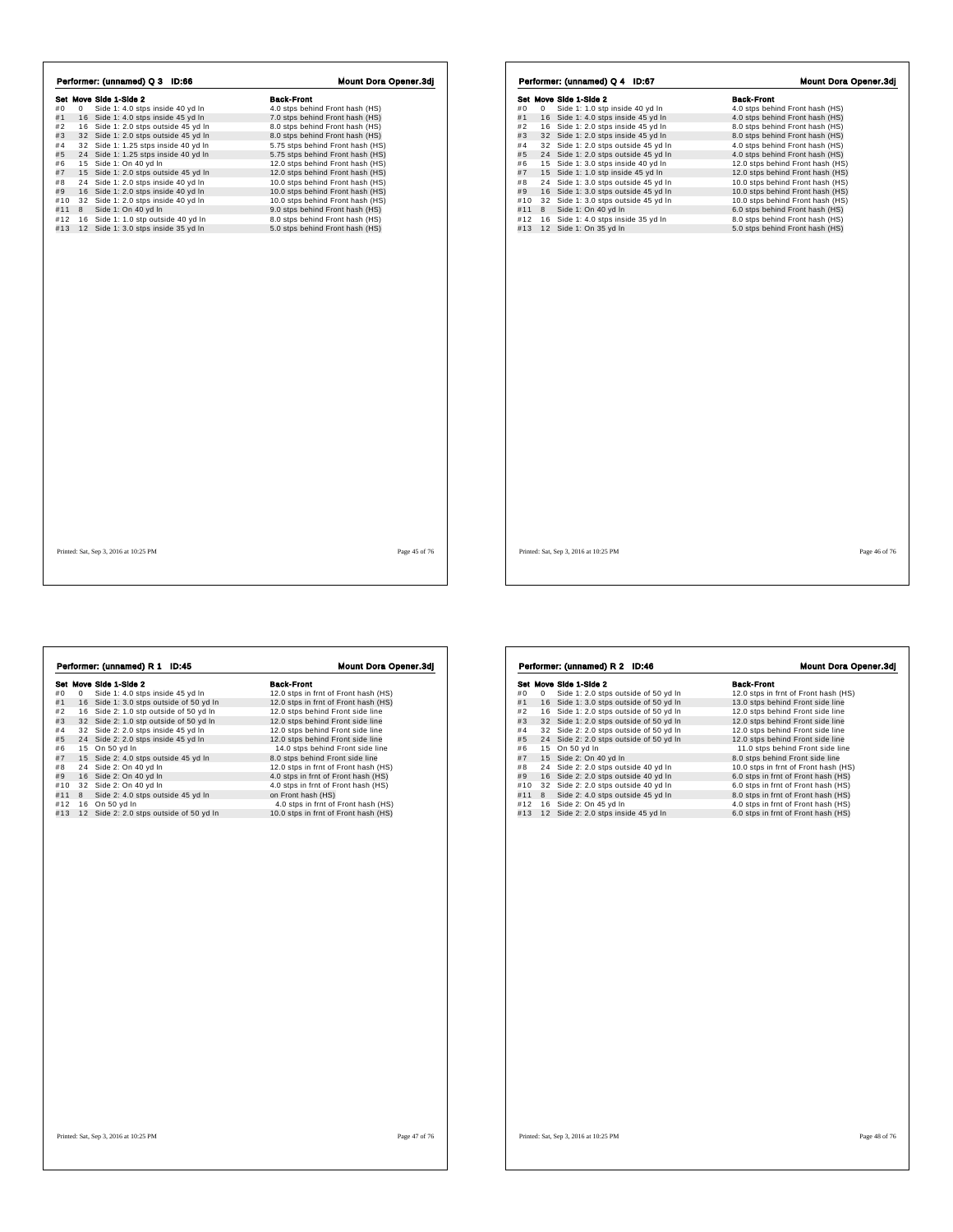## Performer: (unnamed) Q 3 ID:66

**Mount Dora Opener.3dj**

| Set | Move | Side 1-Side 2 | Back-Front |
|---|---|---|---|
| #0 | 0 | Side 1: 4.0 stps inside 40 yd ln | 4.0 stps behind Front hash (HS) |
| #1 | 16 | Side 1: 4.0 stps inside 45 yd ln | 7.0 stps behind Front hash (HS) |
| #2 | 16 | Side 1: 2.0 stps outside 45 yd ln | 8.0 stps behind Front hash (HS) |
| #3 | 32 | Side 1: 2.0 stps outside 45 yd ln | 8.0 stps behind Front hash (HS) |
| #4 | 32 | Side 1: 1.25 stps inside 40 yd ln | 5.75 stps behind Front hash (HS) |
| #5 | 24 | Side 1: 1.25 stps inside 40 yd ln | 5.75 stps behind Front hash (HS) |
| #6 | 15 | Side 1: On 40 yd ln | 12.0 stps behind Front hash (HS) |
| #7 | 15 | Side 1: 2.0 stps outside 45 yd ln | 12.0 stps behind Front hash (HS) |
| #8 | 24 | Side 1: 2.0 stps inside 40 yd ln | 10.0 stps behind Front hash (HS) |
| #9 | 16 | Side 1: 2.0 stps inside 40 yd ln | 10.0 stps behind Front hash (HS) |
| #10 | 32 | Side 1: 2.0 stps inside 40 yd ln | 10.0 stps behind Front hash (HS) |
| #11 | 8 | Side 1: On 40 yd ln | 9.0 stps behind Front hash (HS) |
| #12 | 16 | Side 1: 1.0 stp outside 40 yd ln | 8.0 stps behind Front hash (HS) |
| #13 | 12 | Side 1: 3.0 stps inside 35 yd ln | 5.0 stps behind Front hash (HS) |

Printed: Sat, Sep 3, 2016 at 10:25 PM

## Performer: (unnamed) Q 4 ID:67

**Mount Dora Opener.3dj**

| Set | Move | Side 1-Side 2 | Back-Front |
|---|---|---|---|
| #0 | 0 | Side 1: 1.0 stp inside 40 yd ln | 4.0 stps behind Front hash (HS) |
| #1 | 16 | Side 1: 4.0 stps inside 45 yd ln | 4.0 stps behind Front hash (HS) |
| #2 | 16 | Side 1: 2.0 stps inside 45 yd ln | 8.0 stps behind Front hash (HS) |
| #3 | 32 | Side 1: 2.0 stps inside 45 yd ln | 8.0 stps behind Front hash (HS) |
| #4 | 32 | Side 1: 2.0 stps outside 45 yd ln | 4.0 stps behind Front hash (HS) |
| #5 | 24 | Side 1: 2.0 stps outside 45 yd ln | 4.0 stps behind Front hash (HS) |
| #6 | 15 | Side 1: 3.0 stps inside 40 yd ln | 12.0 stps behind Front hash (HS) |
| #7 | 15 | Side 1: 1.0 stp inside 45 yd ln | 12.0 stps behind Front hash (HS) |
| #8 | 24 | Side 1: 3.0 stps outside 45 yd ln | 10.0 stps behind Front hash (HS) |
| #9 | 16 | Side 1: 3.0 stps outside 45 yd ln | 10.0 stps behind Front hash (HS) |
| #10 | 32 | Side 1: 3.0 stps outside 45 yd ln | 10.0 stps behind Front hash (HS) |
| #11 | 8 | Side 1: On 40 yd ln | 6.0 stps behind Front hash (HS) |
| #12 | 16 | Side 1: 4.0 stps inside 35 yd ln | 8.0 stps behind Front hash (HS) |
| #13 | 12 | Side 1: On 35 yd ln | 5.0 stps behind Front hash (HS) |

Printed: Sat, Sep 3, 2016 at 10:25 PM

## Performer: (unnamed) R 1 ID:45

**Mount Dora Opener.3dj**

| Set | Move | Side 1-Side 2 | Back-Front |
|---|---|---|---|
| #0 | 0 | Side 1: 4.0 stps inside 45 yd ln | 12.0 stps in frnt of Front hash (HS) |
| #1 | 16 | Side 1: 3.0 stps outside of 50 yd ln | 12.0 stps in frnt of Front hash (HS) |
| #2 | 16 | Side 2: 1.0 stp outside of 50 yd ln | 12.0 stps behind Front side line |
| #3 | 32 | Side 2: 1.0 stp outside of 50 yd ln | 12.0 stps behind Front side line |
| #4 | 32 | Side 2: 2.0 stps inside 45 yd ln | 12.0 stps behind Front side line |
| #5 | 24 | Side 2: 2.0 stps inside 45 yd ln | 12.0 stps behind Front side line |
| #6 | 15 | On 50 yd ln | 14.0 stps behind Front side line |
| #7 | 15 | Side 2: 4.0 stps outside 45 yd ln | 8.0 stps behind Front side line |
| #8 | 24 | Side 2: On 40 yd ln | 12.0 stps in frnt of Front hash (HS) |
| #9 | 16 | Side 2: On 40 yd ln | 4.0 stps in frnt of Front hash (HS) |
| #10 | 32 | Side 2: On 40 yd ln | 4.0 stps in frnt of Front hash (HS) |
| #11 | 8 | Side 2: 4.0 stps outside 45 yd ln | on Front hash (HS) |
| #12 | 16 | On 50 yd ln | 4.0 stps in frnt of Front hash (HS) |
| #13 | 12 | Side 2: 2.0 stps outside of 50 yd ln | 10.0 stps in frnt of Front hash (HS) |

Printed: Sat, Sep 3, 2016 at 10:25 PM

## Performer: (unnamed) R 2 ID:46

**Mount Dora Opener.3dj**

| Set | Move | Side 1-Side 2 | Back-Front |
|---|---|---|---|
| #0 | 0 | Side 1: 2.0 stps outside of 50 yd ln | 12.0 stps in frnt of Front hash (HS) |
| #1 | 16 | Side 1: 3.0 stps outside of 50 yd ln | 13.0 stps behind Front side line |
| #2 | 16 | Side 1: 2.0 stps outside of 50 yd ln | 12.0 stps behind Front side line |
| #3 | 32 | Side 1: 2.0 stps outside of 50 yd ln | 12.0 stps behind Front side line |
| #4 | 32 | Side 2: 2.0 stps outside of 50 yd ln | 12.0 stps behind Front side line |
| #5 | 24 | Side 2: 2.0 stps outside of 50 yd ln | 12.0 stps behind Front side line |
| #6 | 15 | On 50 yd ln | 11.0 stps behind Front side line |
| #7 | 15 | Side 2: On 40 yd ln | 8.0 stps behind Front side line |
| #8 | 24 | Side 2: 2.0 stps outside 40 yd ln | 10.0 stps in frnt of Front hash (HS) |
| #9 | 16 | Side 2: 2.0 stps outside 40 yd ln | 6.0 stps in frnt of Front hash (HS) |
| #10 | 32 | Side 2: 2.0 stps outside 40 yd ln | 6.0 stps in frnt of Front hash (HS) |
| #11 | 8 | Side 2: 4.0 stps outside 45 yd ln | 8.0 stps in frnt of Front hash (HS) |
| #12 | 16 | Side 2: On 45 yd ln | 4.0 stps in frnt of Front hash (HS) |
| #13 | 12 | Side 2: 2.0 stps inside 45 yd ln | 6.0 stps in frnt of Front hash (HS) |

Printed: Sat, Sep 3, 2016 at 10:25 PM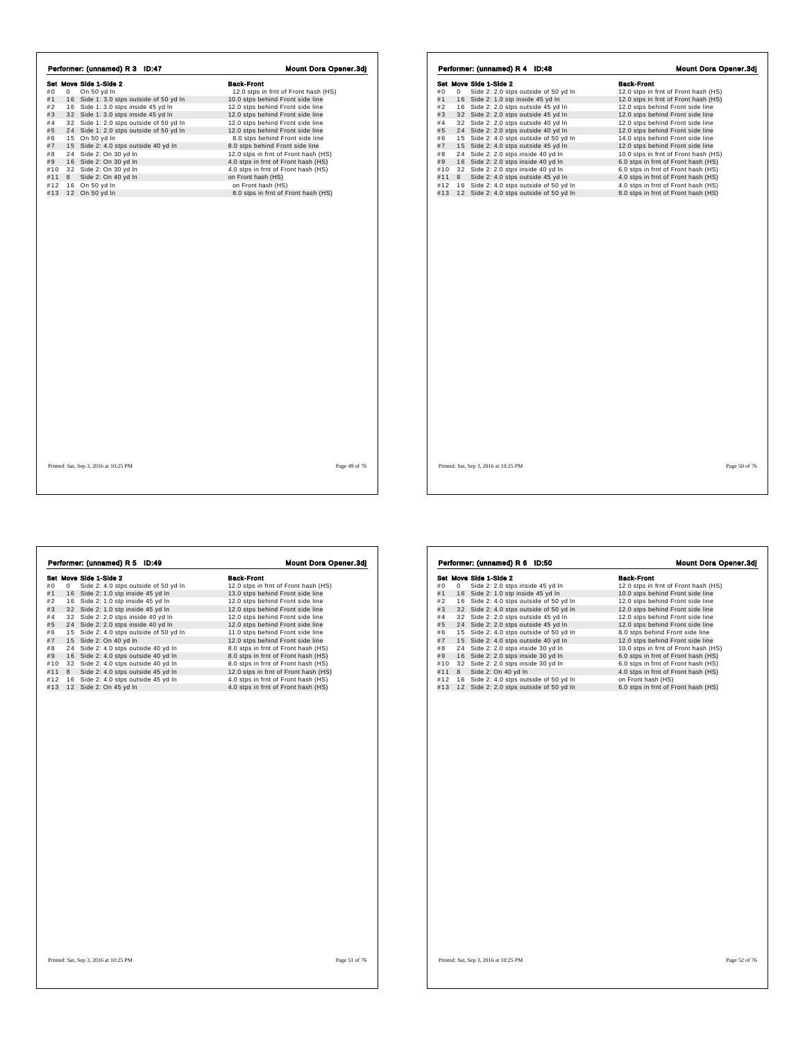## Performer: (unnamed) R 3 ID:47 — Mount Dora Opener.3dj

| Set | Move | Side 1-Side 2 | Back-Front |
|---|---|---|---|
| #0 | 0 | On 50 yd ln | 12.0 stps in frnt of Front hash (HS) |
| #1 | 16 | Side 1: 3.0 stps outside of 50 yd ln | 10.0 stps behind Front side line |
| #2 | 16 | Side 1: 3.0 stps inside 45 yd ln | 12.0 stps behind Front side line |
| #3 | 32 | Side 1: 3.0 stps inside 45 yd ln | 12.0 stps behind Front side line |
| #4 | 32 | Side 1: 2.0 stps outside of 50 yd ln | 12.0 stps behind Front side line |
| #5 | 24 | Side 1: 2.0 stps outside of 50 yd ln | 12.0 stps behind Front side line |
| #6 | 15 | On 50 yd ln | 8.0 stps behind Front side line |
| #7 | 15 | Side 2: 4.0 stps outside 40 yd ln | 8.0 stps behind Front side line |
| #8 | 24 | Side 2: On 30 yd ln | 12.0 stps in frnt of Front hash (HS) |
| #9 | 16 | Side 2: On 30 yd ln | 4.0 stps in frnt of Front hash (HS) |
| #10 | 32 | Side 2: On 30 yd ln | 4.0 stps in frnt of Front hash (HS) |
| #11 | 8 | Side 2: On 40 yd ln | on Front hash (HS) |
| #12 | 16 | On 50 yd ln | on Front hash (HS) |
| #13 | 12 | On 50 yd ln | 8.0 stps in frnt of Front hash (HS) |

Printed: Sat, Sep 3, 2016 at 10:25 PM

## Performer: (unnamed) R 4 ID:48 — Mount Dora Opener.3dj

| Set | Move | Side 1-Side 2 | Back-Front |
|---|---|---|---|
| #0 | 0 | Side 2: 2.0 stps outside of 50 yd ln | 12.0 stps in frnt of Front hash (HS) |
| #1 | 16 | Side 2: 1.0 stp inside 45 yd ln | 12.0 stps in frnt of Front hash (HS) |
| #2 | 16 | Side 2: 2.0 stps outside 45 yd ln | 12.0 stps behind Front side line |
| #3 | 32 | Side 2: 2.0 stps outside 45 yd ln | 12.0 stps behind Front side line |
| #4 | 32 | Side 2: 2.0 stps outside 40 yd ln | 12.0 stps behind Front side line |
| #5 | 24 | Side 2: 2.0 stps outside 40 yd ln | 12.0 stps behind Front side line |
| #6 | 15 | Side 2: 4.0 stps outside of 50 yd ln | 14.0 stps behind Front side line |
| #7 | 15 | Side 2: 4.0 stps outside 45 yd ln | 12.0 stps behind Front side line |
| #8 | 24 | Side 2: 2.0 stps inside 40 yd ln | 10.0 stps in frnt of Front hash (HS) |
| #9 | 16 | Side 2: 2.0 stps inside 40 yd ln | 6.0 stps in frnt of Front hash (HS) |
| #10 | 32 | Side 2: 2.0 stps inside 40 yd ln | 6.0 stps in frnt of Front hash (HS) |
| #11 | 8 | Side 2: 4.0 stps outside 45 yd ln | 4.0 stps in frnt of Front hash (HS) |
| #12 | 16 | Side 2: 4.0 stps outside of 50 yd ln | 4.0 stps in frnt of Front hash (HS) |
| #13 | 12 | Side 2: 4.0 stps outside of 50 yd ln | 8.0 stps in frnt of Front hash (HS) |

Printed: Sat, Sep 3, 2016 at 10:25 PM

## Performer: (unnamed) R 5 ID:49 — Mount Dora Opener.3dj

| Set | Move | Side 1-Side 2 | Back-Front |
|---|---|---|---|
| #0 | 0 | Side 2: 4.0 stps outside of 50 yd ln | 12.0 stps in frnt of Front hash (HS) |
| #1 | 16 | Side 2: 1.0 stp inside 45 yd ln | 13.0 stps behind Front side line |
| #2 | 16 | Side 2: 1.0 stp inside 45 yd ln | 12.0 stps behind Front side line |
| #3 | 32 | Side 2: 1.0 stp inside 45 yd ln | 12.0 stps behind Front side line |
| #4 | 32 | Side 2: 2.0 stps inside 40 yd ln | 12.0 stps behind Front side line |
| #5 | 24 | Side 2: 2.0 stps inside 40 yd ln | 12.0 stps behind Front side line |
| #6 | 15 | Side 2: 4.0 stps outside of 50 yd ln | 11.0 stps behind Front side line |
| #7 | 15 | Side 2: On 40 yd ln | 12.0 stps behind Front side line |
| #8 | 24 | Side 2: 4.0 stps outside 40 yd ln | 8.0 stps in frnt of Front hash (HS) |
| #9 | 16 | Side 2: 4.0 stps outside 40 yd ln | 8.0 stps in frnt of Front hash (HS) |
| #10 | 32 | Side 2: 4.0 stps outside 40 yd ln | 8.0 stps in frnt of Front hash (HS) |
| #11 | 8 | Side 2: 4.0 stps outside 45 yd ln | 12.0 stps in frnt of Front hash (HS) |
| #12 | 16 | Side 2: 4.0 stps outside 45 yd ln | 4.0 stps in frnt of Front hash (HS) |
| #13 | 12 | Side 2: On 45 yd ln | 4.0 stps in frnt of Front hash (HS) |

Printed: Sat, Sep 3, 2016 at 10:25 PM

## Performer: (unnamed) R 6 ID:50 — Mount Dora Opener.3dj

| Set | Move | Side 1-Side 2 | Back-Front |
|---|---|---|---|
| #0 | 0 | Side 2: 2.0 stps inside 45 yd ln | 12.0 stps in frnt of Front hash (HS) |
| #1 | 16 | Side 2: 1.0 stp inside 45 yd ln | 10.0 stps behind Front side line |
| #2 | 16 | Side 2: 4.0 stps outside of 50 yd ln | 12.0 stps behind Front side line |
| #3 | 32 | Side 2: 4.0 stps outside of 50 yd ln | 12.0 stps behind Front side line |
| #4 | 32 | Side 2: 2.0 stps outside 45 yd ln | 12.0 stps behind Front side line |
| #5 | 24 | Side 2: 2.0 stps outside 45 yd ln | 12.0 stps behind Front side line |
| #6 | 15 | Side 2: 4.0 stps outside of 50 yd ln | 8.0 stps behind Front side line |
| #7 | 15 | Side 2: 4.0 stps outside 40 yd ln | 12.0 stps behind Front side line |
| #8 | 24 | Side 2: 2.0 stps inside 30 yd ln | 10.0 stps in frnt of Front hash (HS) |
| #9 | 16 | Side 2: 2.0 stps inside 30 yd ln | 6.0 stps in frnt of Front hash (HS) |
| #10 | 32 | Side 2: 2.0 stps inside 30 yd ln | 6.0 stps in frnt of Front hash (HS) |
| #11 | 8 | Side 2: On 40 yd ln | 4.0 stps in frnt of Front hash (HS) |
| #12 | 16 | Side 2: 4.0 stps outside of 50 yd ln | on Front hash (HS) |
| #13 | 12 | Side 2: 2.0 stps outside of 50 yd ln | 6.0 stps in frnt of Front hash (HS) |

Printed: Sat, Sep 3, 2016 at 10:25 PM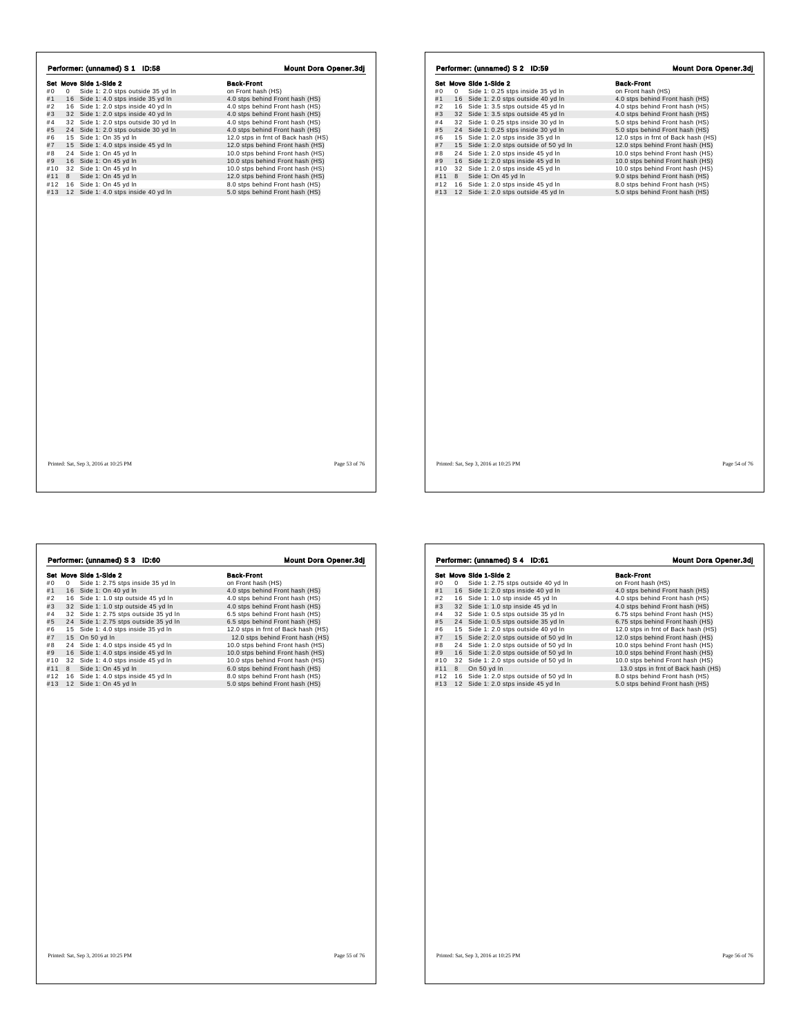## Performer: (unnamed) S 1 ID:58

Mount Dora Opener.3dj

| Set | Move | Side 1-Side 2 | Back-Front |
|---|---|---|---|
| #0 | 0 | Side 1: 2.0 stps outside 35 yd ln | on Front hash (HS) |
| #1 | 16 | Side 1: 4.0 stps inside 35 yd ln | 4.0 stps behind Front hash (HS) |
| #2 | 16 | Side 1: 2.0 stps inside 40 yd ln | 4.0 stps behind Front hash (HS) |
| #3 | 32 | Side 1: 2.0 stps inside 40 yd ln | 4.0 stps behind Front hash (HS) |
| #4 | 32 | Side 1: 2.0 stps outside 30 yd ln | 4.0 stps behind Front hash (HS) |
| #5 | 24 | Side 1: 2.0 stps outside 30 yd ln | 4.0 stps behind Front hash (HS) |
| #6 | 15 | Side 1: On 35 yd ln | 12.0 stps in frnt of Back hash (HS) |
| #7 | 15 | Side 1: 4.0 stps inside 45 yd ln | 12.0 stps behind Front hash (HS) |
| #8 | 24 | Side 1: On 45 yd ln | 10.0 stps behind Front hash (HS) |
| #9 | 16 | Side 1: On 45 yd ln | 10.0 stps behind Front hash (HS) |
| #10 | 32 | Side 1: On 45 yd ln | 10.0 stps behind Front hash (HS) |
| #11 | 8 | Side 1: On 45 yd ln | 12.0 stps behind Front hash (HS) |
| #12 | 16 | Side 1: On 45 yd ln | 8.0 stps behind Front hash (HS) |
| #13 | 12 | Side 1: 4.0 stps inside 40 yd ln | 5.0 stps behind Front hash (HS) |

Printed: Sat, Sep 3, 2016 at 10:25 PM

## Performer: (unnamed) S 2 ID:59

Mount Dora Opener.3dj

| Set | Move | Side 1-Side 2 | Back-Front |
|---|---|---|---|
| #0 | 0 | Side 1: 0.25 stps inside 35 yd ln | on Front hash (HS) |
| #1 | 16 | Side 1: 2.0 stps outside 40 yd ln | 4.0 stps behind Front hash (HS) |
| #2 | 16 | Side 1: 3.5 stps outside 45 yd ln | 4.0 stps behind Front hash (HS) |
| #3 | 32 | Side 1: 3.5 stps outside 45 yd ln | 4.0 stps behind Front hash (HS) |
| #4 | 32 | Side 1: 0.25 stps inside 30 yd ln | 5.0 stps behind Front hash (HS) |
| #5 | 24 | Side 1: 0.25 stps inside 30 yd ln | 5.0 stps behind Front hash (HS) |
| #6 | 15 | Side 1: 2.0 stps inside 35 yd ln | 12.0 stps in frnt of Back hash (HS) |
| #7 | 15 | Side 1: 2.0 stps outside of 50 yd ln | 12.0 stps behind Front hash (HS) |
| #8 | 24 | Side 1: 2.0 stps inside 45 yd ln | 10.0 stps behind Front hash (HS) |
| #9 | 16 | Side 1: 2.0 stps inside 45 yd ln | 10.0 stps behind Front hash (HS) |
| #10 | 32 | Side 1: 2.0 stps inside 45 yd ln | 10.0 stps behind Front hash (HS) |
| #11 | 8 | Side 1: On 45 yd ln | 9.0 stps behind Front hash (HS) |
| #12 | 16 | Side 1: 2.0 stps inside 45 yd ln | 8.0 stps behind Front hash (HS) |
| #13 | 12 | Side 1: 2.0 stps outside 45 yd ln | 5.0 stps behind Front hash (HS) |

Printed: Sat, Sep 3, 2016 at 10:25 PM

## Performer: (unnamed) S 3 ID:60

Mount Dora Opener.3dj

| Set | Move | Side 1-Side 2 | Back-Front |
|---|---|---|---|
| #0 | 0 | Side 1: 2.75 stps inside 35 yd ln | on Front hash (HS) |
| #1 | 16 | Side 1: On 40 yd ln | 4.0 stps behind Front hash (HS) |
| #2 | 16 | Side 1: 1.0 stp outside 45 yd ln | 4.0 stps behind Front hash (HS) |
| #3 | 32 | Side 1: 1.0 stp outside 45 yd ln | 4.0 stps behind Front hash (HS) |
| #4 | 32 | Side 1: 2.75 stps outside 35 yd ln | 6.5 stps behind Front hash (HS) |
| #5 | 24 | Side 1: 2.75 stps outside 35 yd ln | 6.5 stps behind Front hash (HS) |
| #6 | 15 | Side 1: 4.0 stps inside 35 yd ln | 12.0 stps in frnt of Back hash (HS) |
| #7 | 15 | On 50 yd ln | 12.0 stps behind Front hash (HS) |
| #8 | 24 | Side 1: 4.0 stps inside 45 yd ln | 10.0 stps behind Front hash (HS) |
| #9 | 16 | Side 1: 4.0 stps inside 45 yd ln | 10.0 stps behind Front hash (HS) |
| #10 | 32 | Side 1: 4.0 stps inside 45 yd ln | 10.0 stps behind Front hash (HS) |
| #11 | 8 | Side 1: On 45 yd ln | 6.0 stps behind Front hash (HS) |
| #12 | 16 | Side 1: 4.0 stps inside 45 yd ln | 8.0 stps behind Front hash (HS) |
| #13 | 12 | Side 1: On 45 yd ln | 5.0 stps behind Front hash (HS) |

Printed: Sat, Sep 3, 2016 at 10:25 PM

## Performer: (unnamed) S 4 ID:61

Mount Dora Opener.3dj

| Set | Move | Side 1-Side 2 | Back-Front |
|---|---|---|---|
| #0 | 0 | Side 1: 2.75 stps outside 40 yd ln | on Front hash (HS) |
| #1 | 16 | Side 1: 2.0 stps inside 40 yd ln | 4.0 stps behind Front hash (HS) |
| #2 | 16 | Side 1: 1.0 stp inside 45 yd ln | 4.0 stps behind Front hash (HS) |
| #3 | 32 | Side 1: 1.0 stp inside 45 yd ln | 4.0 stps behind Front hash (HS) |
| #4 | 32 | Side 1: 0.5 stps outside 35 yd ln | 6.75 stps behind Front hash (HS) |
| #5 | 24 | Side 1: 0.5 stps outside 35 yd ln | 6.75 stps behind Front hash (HS) |
| #6 | 15 | Side 1: 2.0 stps outside 40 yd ln | 12.0 stps in frnt of Back hash (HS) |
| #7 | 15 | Side 2: 2.0 stps outside of 50 yd ln | 12.0 stps behind Front hash (HS) |
| #8 | 24 | Side 1: 2.0 stps outside of 50 yd ln | 10.0 stps behind Front hash (HS) |
| #9 | 16 | Side 1: 2.0 stps outside of 50 yd ln | 10.0 stps behind Front hash (HS) |
| #10 | 32 | Side 1: 2.0 stps outside of 50 yd ln | 10.0 stps behind Front hash (HS) |
| #11 | 8 | On 50 yd ln | 13.0 stps in frnt of Back hash (HS) |
| #12 | 16 | Side 1: 2.0 stps outside of 50 yd ln | 8.0 stps behind Front hash (HS) |
| #13 | 12 | Side 1: 2.0 stps inside 45 yd ln | 5.0 stps behind Front hash (HS) |

Printed: Sat, Sep 3, 2016 at 10:25 PM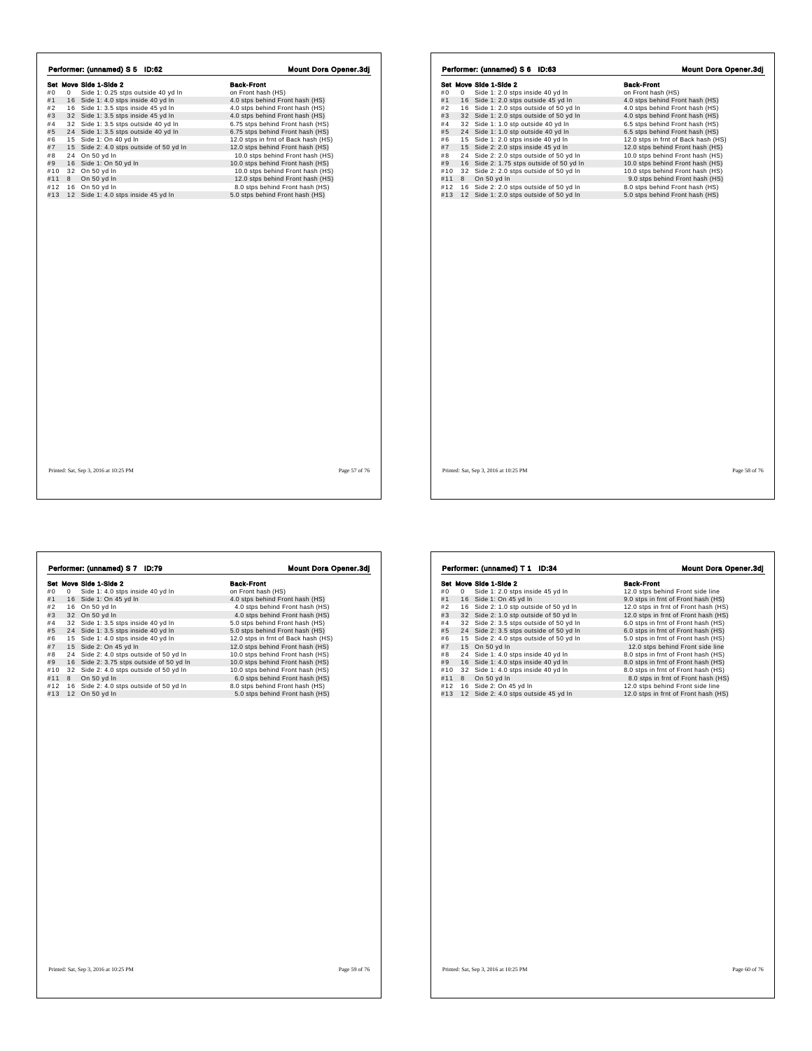## Performer: (unnamed) S 5 ID:62 — Mount Dora Opener.3dj

| Set | Move | Side 1-Side 2 | Back-Front |
|---|---|---|---|
| #0 | 0 | Side 1: 0.25 stps outside 40 yd ln | on Front hash (HS) |
| #1 | 16 | Side 1: 4.0 stps inside 40 yd ln | 4.0 stps behind Front hash (HS) |
| #2 | 16 | Side 1: 3.5 stps inside 45 yd ln | 4.0 stps behind Front hash (HS) |
| #3 | 32 | Side 1: 3.5 stps inside 45 yd ln | 4.0 stps behind Front hash (HS) |
| #4 | 32 | Side 1: 3.5 stps outside 40 yd ln | 6.75 stps behind Front hash (HS) |
| #5 | 24 | Side 1: 3.5 stps outside 40 yd ln | 6.75 stps behind Front hash (HS) |
| #6 | 15 | Side 1: On 40 yd ln | 12.0 stps in frnt of Back hash (HS) |
| #7 | 15 | Side 2: 4.0 stps outside of 50 yd ln | 12.0 stps behind Front hash (HS) |
| #8 | 24 | On 50 yd ln | 10.0 stps behind Front hash (HS) |
| #9 | 16 | Side 1: On 50 yd ln | 10.0 stps behind Front hash (HS) |
| #10 | 32 | On 50 yd ln | 10.0 stps behind Front hash (HS) |
| #11 | 8 | On 50 yd ln | 12.0 stps behind Front hash (HS) |
| #12 | 16 | On 50 yd ln | 8.0 stps behind Front hash (HS) |
| #13 | 12 | Side 1: 4.0 stps inside 45 yd ln | 5.0 stps behind Front hash (HS) |

Printed: Sat, Sep 3, 2016 at 10:25 PM

## Performer: (unnamed) S 6 ID:63 — Mount Dora Opener.3dj

| Set | Move | Side 1-Side 2 | Back-Front |
|---|---|---|---|
| #0 | 0 | Side 1: 2.0 stps inside 40 yd ln | on Front hash (HS) |
| #1 | 16 | Side 1: 2.0 stps outside 45 yd ln | 4.0 stps behind Front hash (HS) |
| #2 | 16 | Side 1: 2.0 stps outside of 50 yd ln | 4.0 stps behind Front hash (HS) |
| #3 | 32 | Side 1: 2.0 stps outside of 50 yd ln | 4.0 stps behind Front hash (HS) |
| #4 | 32 | Side 1: 1.0 stp outside 40 yd ln | 6.5 stps behind Front hash (HS) |
| #5 | 24 | Side 1: 1.0 stp outside 40 yd ln | 6.5 stps behind Front hash (HS) |
| #6 | 15 | Side 1: 2.0 stps inside 40 yd ln | 12.0 stps in frnt of Back hash (HS) |
| #7 | 15 | Side 2: 2.0 stps inside 45 yd ln | 12.0 stps behind Front hash (HS) |
| #8 | 24 | Side 2: 2.0 stps outside of 50 yd ln | 10.0 stps behind Front hash (HS) |
| #9 | 16 | Side 2: 1.75 stps outside of 50 yd ln | 10.0 stps behind Front hash (HS) |
| #10 | 32 | Side 2: 2.0 stps outside of 50 yd ln | 10.0 stps behind Front hash (HS) |
| #11 | 8 | On 50 yd ln | 9.0 stps behind Front hash (HS) |
| #12 | 16 | Side 2: 2.0 stps outside of 50 yd ln | 8.0 stps behind Front hash (HS) |
| #13 | 12 | Side 1: 2.0 stps outside of 50 yd ln | 5.0 stps behind Front hash (HS) |

Printed: Sat, Sep 3, 2016 at 10:25 PM

## Performer: (unnamed) S 7 ID:79 — Mount Dora Opener.3dj

| Set | Move | Side 1-Side 2 | Back-Front |
|---|---|---|---|
| #0 | 0 | Side 1: 4.0 stps inside 40 yd ln | on Front hash (HS) |
| #1 | 16 | Side 1: On 45 yd ln | 4.0 stps behind Front hash (HS) |
| #2 | 16 | On 50 yd ln | 4.0 stps behind Front hash (HS) |
| #3 | 32 | On 50 yd ln | 4.0 stps behind Front hash (HS) |
| #4 | 32 | Side 1: 3.5 stps inside 40 yd ln | 5.0 stps behind Front hash (HS) |
| #5 | 24 | Side 1: 3.5 stps inside 40 yd ln | 5.0 stps behind Front hash (HS) |
| #6 | 15 | Side 1: 4.0 stps inside 40 yd ln | 12.0 stps in frnt of Back hash (HS) |
| #7 | 15 | Side 2: On 45 yd ln | 12.0 stps behind Front hash (HS) |
| #8 | 24 | Side 2: 4.0 stps outside of 50 yd ln | 10.0 stps behind Front hash (HS) |
| #9 | 16 | Side 2: 3.75 stps outside of 50 yd ln | 10.0 stps behind Front hash (HS) |
| #10 | 32 | Side 2: 4.0 stps outside of 50 yd ln | 10.0 stps behind Front hash (HS) |
| #11 | 8 | On 50 yd ln | 6.0 stps behind Front hash (HS) |
| #12 | 16 | Side 2: 4.0 stps outside of 50 yd ln | 8.0 stps behind Front hash (HS) |
| #13 | 12 | On 50 yd ln | 5.0 stps behind Front hash (HS) |

Printed: Sat, Sep 3, 2016 at 10:25 PM

## Performer: (unnamed) T 1 ID:34 — Mount Dora Opener.3dj

| Set | Move | Side 1-Side 2 | Back-Front |
|---|---|---|---|
| #0 | 0 | Side 1: 2.0 stps inside 45 yd ln | 12.0 stps behind Front side line |
| #1 | 16 | Side 1: On 45 yd ln | 9.0 stps in frnt of Front hash (HS) |
| #2 | 16 | Side 2: 1.0 stp outside of 50 yd ln | 12.0 stps in frnt of Front hash (HS) |
| #3 | 32 | Side 2: 1.0 stp outside of 50 yd ln | 12.0 stps in frnt of Front hash (HS) |
| #4 | 32 | Side 2: 3.5 stps outside of 50 yd ln | 6.0 stps in frnt of Front hash (HS) |
| #5 | 24 | Side 2: 3.5 stps outside of 50 yd ln | 6.0 stps in frnt of Front hash (HS) |
| #6 | 15 | Side 2: 4.0 stps outside of 50 yd ln | 5.0 stps in frnt of Front hash (HS) |
| #7 | 15 | On 50 yd ln | 12.0 stps behind Front side line |
| #8 | 24 | Side 1: 4.0 stps inside 40 yd ln | 8.0 stps in frnt of Front hash (HS) |
| #9 | 16 | Side 1: 4.0 stps inside 40 yd ln | 8.0 stps in frnt of Front hash (HS) |
| #10 | 32 | Side 1: 4.0 stps inside 40 yd ln | 8.0 stps in frnt of Front hash (HS) |
| #11 | 8 | On 50 yd ln | 8.0 stps in frnt of Front hash (HS) |
| #12 | 16 | Side 2: On 45 yd ln | 12.0 stps behind Front side line |
| #13 | 12 | Side 2: 4.0 stps outside 45 yd ln | 12.0 stps in frnt of Front hash (HS) |

Printed: Sat, Sep 3, 2016 at 10:25 PM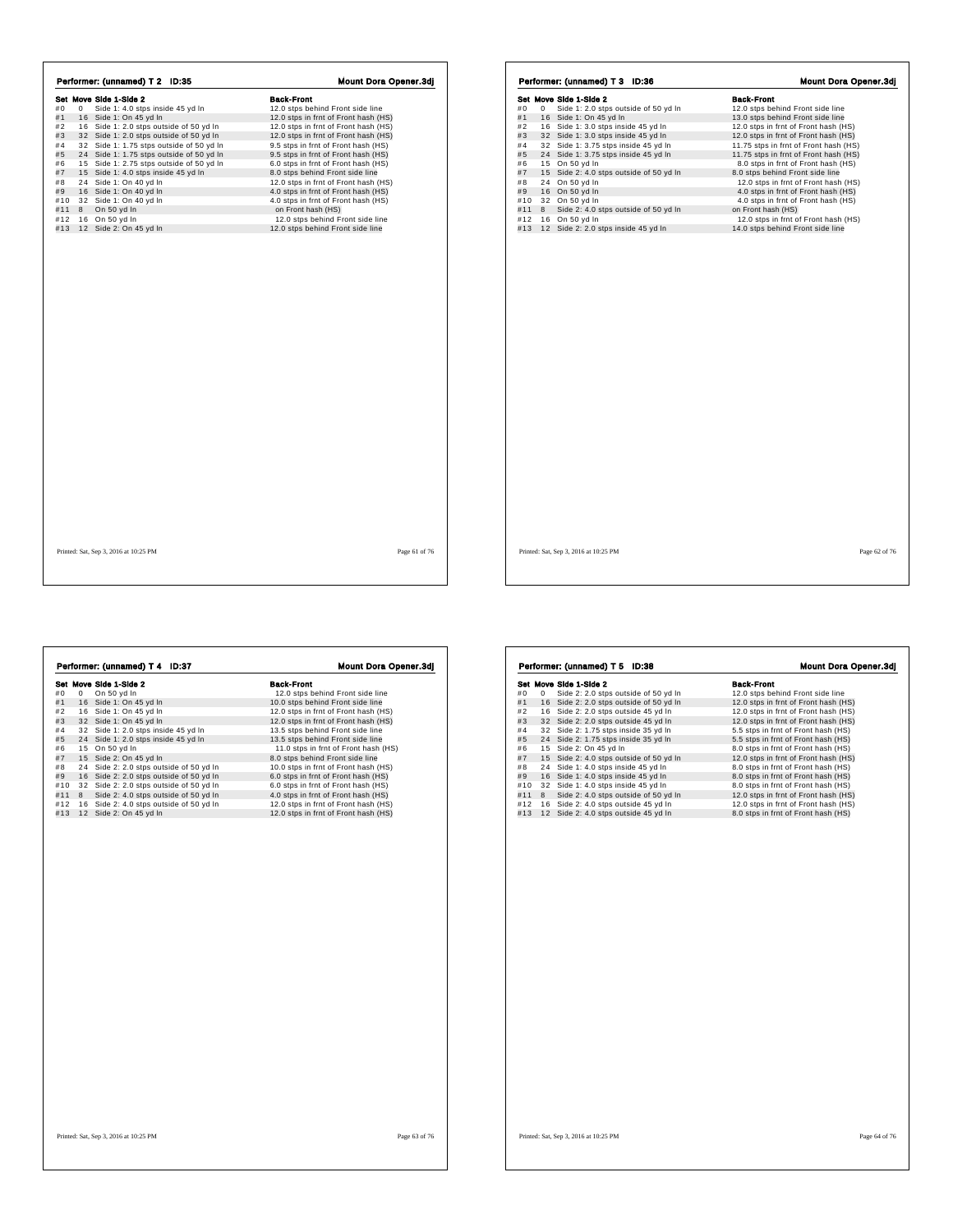## Performer: (unnamed) T 2 ID:35

**Mount Dora Opener.3dj**

| Set | Move | Side 1-Side 2 | Back-Front |
|---|---|---|---|
| #0 | 0 | Side 1: 4.0 stps inside 45 yd ln | 12.0 stps behind Front side line |
| #1 | 16 | Side 1: On 45 yd ln | 12.0 stps in frnt of Front hash (HS) |
| #2 | 16 | Side 1: 2.0 stps outside of 50 yd ln | 12.0 stps in frnt of Front hash (HS) |
| #3 | 32 | Side 1: 2.0 stps outside of 50 yd ln | 12.0 stps in frnt of Front hash (HS) |
| #4 | 32 | Side 1: 1.75 stps outside of 50 yd ln | 9.5 stps in frnt of Front hash (HS) |
| #5 | 24 | Side 1: 1.75 stps outside of 50 yd ln | 9.5 stps in frnt of Front hash (HS) |
| #6 | 15 | Side 1: 2.75 stps outside of 50 yd ln | 6.0 stps in frnt of Front hash (HS) |
| #7 | 15 | Side 1: 4.0 stps inside 45 yd ln | 8.0 stps behind Front side line |
| #8 | 24 | Side 1: On 40 yd ln | 12.0 stps in frnt of Front hash (HS) |
| #9 | 16 | Side 1: On 40 yd ln | 4.0 stps in frnt of Front hash (HS) |
| #10 | 32 | Side 1: On 40 yd ln | 4.0 stps in frnt of Front hash (HS) |
| #11 | 8 | On 50 yd ln | on Front hash (HS) |
| #12 | 16 | On 50 yd ln | 12.0 stps behind Front side line |
| #13 | 12 | Side 2: On 45 yd ln | 12.0 stps behind Front side line |

Printed: Sat, Sep 3, 2016 at 10:25 PM

## Performer: (unnamed) T 3 ID:36

**Mount Dora Opener.3dj**

| Set | Move | Side 1-Side 2 | Back-Front |
|---|---|---|---|
| #0 | 0 | Side 1: 2.0 stps outside of 50 yd ln | 12.0 stps behind Front side line |
| #1 | 16 | Side 1: On 45 yd ln | 13.0 stps behind Front side line |
| #2 | 16 | Side 1: 3.0 stps inside 45 yd ln | 12.0 stps in frnt of Front hash (HS) |
| #3 | 32 | Side 2: 3.0 stps inside 45 yd ln | 12.0 stps in frnt of Front hash (HS) |
| #4 | 32 | Side 1: 3.75 stps inside 45 yd ln | 11.75 stps in frnt of Front hash (HS) |
| #5 | 24 | Side 1: 3.75 stps inside 45 yd ln | 11.75 stps in frnt of Front hash (HS) |
| #6 | 15 | On 50 yd ln | 8.0 stps in frnt of Front hash (HS) |
| #7 | 15 | Side 2: 4.0 stps outside of 50 yd ln | 8.0 stps behind Front side line |
| #8 | 24 | On 50 yd ln | 12.0 stps in frnt of Front hash (HS) |
| #9 | 16 | On 50 yd ln | 4.0 stps in frnt of Front hash (HS) |
| #10 | 32 | On 50 yd ln | 4.0 stps in frnt of Front hash (HS) |
| #11 | 8 | Side 2: 4.0 stps outside of 50 yd ln | on Front hash (HS) |
| #12 | 16 | On 50 yd ln | 12.0 stps in frnt of Front hash (HS) |
| #13 | 12 | Side 2: 2.0 stps inside 45 yd ln | 14.0 stps behind Front side line |

Printed: Sat, Sep 3, 2016 at 10:25 PM

## Performer: (unnamed) T 4 ID:37

**Mount Dora Opener.3dj**

| Set | Move | Side 1-Side 2 | Back-Front |
|---|---|---|---|
| #0 | 0 | On 50 yd ln | 12.0 stps behind Front side line |
| #1 | 16 | Side 1: On 45 yd ln | 10.0 stps behind Front side line |
| #2 | 16 | Side 1: On 45 yd ln | 12.0 stps in frnt of Front hash (HS) |
| #3 | 32 | Side 1: On 45 yd ln | 12.0 stps in frnt of Front hash (HS) |
| #4 | 32 | Side 1: 2.0 stps inside 45 yd ln | 13.5 stps behind Front side line |
| #5 | 24 | Side 1: 2.0 stps inside 45 yd ln | 13.5 stps behind Front side line |
| #6 | 15 | On 50 yd ln | 11.0 stps in frnt of Front hash (HS) |
| #7 | 15 | Side 2: On 45 yd ln | 8.0 stps behind Front side line |
| #8 | 24 | Side 2: 2.0 stps outside of 50 yd ln | 10.0 stps in frnt of Front hash (HS) |
| #9 | 16 | Side 2: 2.0 stps outside of 50 yd ln | 6.0 stps in frnt of Front hash (HS) |
| #10 | 32 | Side 2: 2.0 stps outside of 50 yd ln | 6.0 stps in frnt of Front hash (HS) |
| #11 | 8 | Side 2: 4.0 stps outside of 50 yd ln | 4.0 stps in frnt of Front hash (HS) |
| #12 | 16 | Side 2: 4.0 stps outside of 50 yd ln | 12.0 stps in frnt of Front hash (HS) |
| #13 | 12 | Side 2: On 45 yd ln | 12.0 stps in frnt of Front hash (HS) |

Printed: Sat, Sep 3, 2016 at 10:25 PM

## Performer: (unnamed) T 5 ID:38

**Mount Dora Opener.3dj**

| Set | Move | Side 1-Side 2 | Back-Front |
|---|---|---|---|
| #0 | 0 | Side 2: 2.0 stps outside of 50 yd ln | 12.0 stps behind Front side line |
| #1 | 16 | Side 2: 2.0 stps outside of 50 yd ln | 12.0 stps in frnt of Front hash (HS) |
| #2 | 16 | Side 2: 2.0 stps outside 45 yd ln | 12.0 stps in frnt of Front hash (HS) |
| #3 | 32 | Side 2: 2.0 stps outside 45 yd ln | 12.0 stps in frnt of Front hash (HS) |
| #4 | 32 | Side 2: 1.75 stps inside 35 yd ln | 5.5 stps in frnt of Front hash (HS) |
| #5 | 24 | Side 2: 1.75 stps inside 35 yd ln | 5.5 stps in frnt of Front hash (HS) |
| #6 | 15 | Side 2: On 45 yd ln | 8.0 stps in frnt of Front hash (HS) |
| #7 | 15 | Side 2: 4.0 stps outside of 50 yd ln | 12.0 stps in frnt of Front hash (HS) |
| #8 | 24 | Side 1: 4.0 stps inside 45 yd ln | 8.0 stps in frnt of Front hash (HS) |
| #9 | 16 | Side 1: 4.0 stps inside 45 yd ln | 8.0 stps in frnt of Front hash (HS) |
| #10 | 32 | Side 1: 4.0 stps inside 45 yd ln | 8.0 stps in frnt of Front hash (HS) |
| #11 | 8 | Side 2: 4.0 stps outside of 50 yd ln | 12.0 stps in frnt of Front hash (HS) |
| #12 | 16 | Side 2: 4.0 stps outside 45 yd ln | 12.0 stps in frnt of Front hash (HS) |
| #13 | 12 | Side 2: 4.0 stps outside 45 yd ln | 8.0 stps in frnt of Front hash (HS) |

Printed: Sat, Sep 3, 2016 at 10:25 PM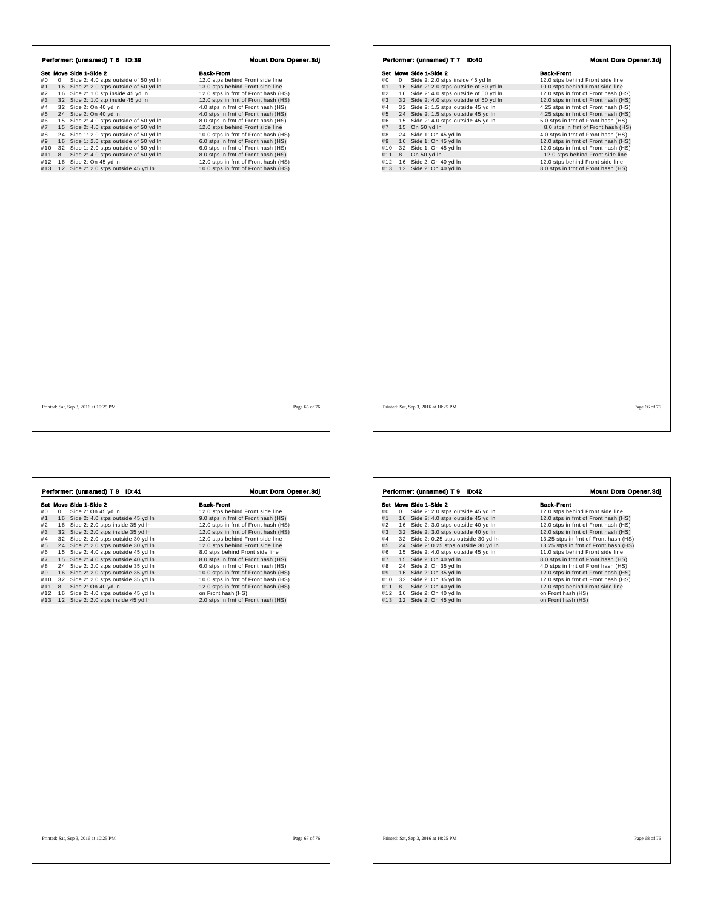## Performer: (unnamed) T 6 ID:39

**Mount Dora Opener.3dj**

| Set | Move | Side 1-Side 2 | Back-Front |
|---|---|---|---|
| #0 | 0 | Side 2: 4.0 stps outside of 50 yd ln | 12.0 stps behind Front side line |
| #1 | 16 | Side 2: 2.0 stps outside of 50 yd ln | 13.0 stps behind Front side line |
| #2 | 16 | Side 2: 1.0 stp inside 45 yd ln | 12.0 stps in frnt of Front hash (HS) |
| #3 | 32 | Side 2: 1.0 stp inside 45 yd ln | 12.0 stps in frnt of Front hash (HS) |
| #4 | 32 | Side 2: On 40 yd ln | 4.0 stps in frnt of Front hash (HS) |
| #5 | 24 | Side 2: On 40 yd ln | 4.0 stps in frnt of Front hash (HS) |
| #6 | 15 | Side 2: 4.0 stps outside of 50 yd ln | 8.0 stps in frnt of Front hash (HS) |
| #7 | 15 | Side 2: 4.0 stps outside of 50 yd ln | 12.0 stps behind Front side line |
| #8 | 24 | Side 1: 2.0 stps outside of 50 yd ln | 10.0 stps in frnt of Front hash (HS) |
| #9 | 16 | Side 1: 2.0 stps outside of 50 yd ln | 6.0 stps in frnt of Front hash (HS) |
| #10 | 32 | Side 1: 2.0 stps outside of 50 yd ln | 6.0 stps in frnt of Front hash (HS) |
| #11 | 8 | Side 2: 4.0 stps outside of 50 yd ln | 8.0 stps in frnt of Front hash (HS) |
| #12 | 16 | Side 2: On 45 yd ln | 12.0 stps in frnt of Front hash (HS) |
| #13 | 12 | Side 2: 2.0 stps outside 45 yd ln | 10.0 stps in frnt of Front hash (HS) |

Printed: Sat, Sep 3, 2016 at 10:25 PM

## Performer: (unnamed) T 7 ID:40

**Mount Dora Opener.3dj**

| Set | Move | Side 1-Side 2 | Back-Front |
|---|---|---|---|
| #0 | 0 | Side 2: 2.0 stps inside 45 yd ln | 12.0 stps behind Front side line |
| #1 | 16 | Side 2: 2.0 stps outside of 50 yd ln | 10.0 stps behind Front side line |
| #2 | 16 | Side 2: 4.0 stps outside of 50 yd ln | 12.0 stps in frnt of Front hash (HS) |
| #3 | 32 | Side 2: 4.0 stps outside of 50 yd ln | 12.0 stps in frnt of Front hash (HS) |
| #4 | 32 | Side 2: 1.5 stps outside 45 yd ln | 4.25 stps in frnt of Front hash (HS) |
| #5 | 24 | Side 2: 1.5 stps outside 45 yd ln | 4.25 stps in frnt of Front hash (HS) |
| #6 | 15 | Side 2: 4.0 stps outside 45 yd ln | 5.0 stps in frnt of Front hash (HS) |
| #7 | 15 | On 50 yd ln | 8.0 stps in frnt of Front hash (HS) |
| #8 | 24 | Side 1: On 45 yd ln | 4.0 stps in frnt of Front hash (HS) |
| #9 | 16 | Side 1: On 45 yd ln | 12.0 stps in frnt of Front hash (HS) |
| #10 | 32 | Side 1: On 45 yd ln | 12.0 stps in frnt of Front hash (HS) |
| #11 | 8 | On 50 yd ln | 12.0 stps behind Front side line |
| #12 | 16 | Side 2: On 40 yd ln | 12.0 stps behind Front side line |
| #13 | 12 | Side 2: On 40 yd ln | 8.0 stps in frnt of Front hash (HS) |

Printed: Sat, Sep 3, 2016 at 10:25 PM

## Performer: (unnamed) T 8 ID:41

**Mount Dora Opener.3dj**

| Set | Move | Side 1-Side 2 | Back-Front |
|---|---|---|---|
| #0 | 0 | Side 2: On 45 yd ln | 12.0 stps behind Front side line |
| #1 | 16 | Side 2: 4.0 stps outside 45 yd ln | 9.0 stps in frnt of Front hash (HS) |
| #2 | 16 | Side 2: 2.0 stps inside 35 yd ln | 12.0 stps in frnt of Front hash (HS) |
| #3 | 32 | Side 2: 2.0 stps inside 35 yd ln | 12.0 stps in frnt of Front hash (HS) |
| #4 | 32 | Side 2: 2.0 stps outside 30 yd ln | 12.0 stps behind Front side line |
| #5 | 24 | Side 2: 2.0 stps outside 30 yd ln | 12.0 stps behind Front side line |
| #6 | 15 | Side 2: 4.0 stps outside 45 yd ln | 8.0 stps behind Front side line |
| #7 | 15 | Side 2: 4.0 stps outside 40 yd ln | 8.0 stps in frnt of Front hash (HS) |
| #8 | 24 | Side 2: 2.0 stps outside 35 yd ln | 6.0 stps in frnt of Front hash (HS) |
| #9 | 16 | Side 2: 2.0 stps outside 35 yd ln | 10.0 stps in frnt of Front hash (HS) |
| #10 | 32 | Side 2: 2.0 stps outside 35 yd ln | 10.0 stps in frnt of Front hash (HS) |
| #11 | 8 | Side 2: On 40 yd ln | 12.0 stps in frnt of Front hash (HS) |
| #12 | 16 | Side 2: 4.0 stps outside 45 yd ln | on Front hash (HS) |
| #13 | 12 | Side 2: 2.0 stps inside 45 yd ln | 2.0 stps in frnt of Front hash (HS) |

Printed: Sat, Sep 3, 2016 at 10:25 PM

## Performer: (unnamed) T 9 ID:42

**Mount Dora Opener.3dj**

| Set | Move | Side 1-Side 2 | Back-Front |
|---|---|---|---|
| #0 | 0 | Side 2: 2.0 stps outside 45 yd ln | 12.0 stps behind Front side line |
| #1 | 16 | Side 2: 4.0 stps outside 45 yd ln | 12.0 stps in frnt of Front hash (HS) |
| #2 | 16 | Side 2: 3.0 stps outside 40 yd ln | 12.0 stps in frnt of Front hash (HS) |
| #3 | 32 | Side 2: 3.0 stps outside 40 yd ln | 12.0 stps in frnt of Front hash (HS) |
| #4 | 32 | Side 2: 0.25 stps outside 30 yd ln | 13.25 stps in frnt of Front hash (HS) |
| #5 | 24 | Side 2: 0.25 stps outside 30 yd ln | 13.25 stps in frnt of Front hash (HS) |
| #6 | 15 | Side 2: 4.0 stps outside 45 yd ln | 11.0 stps behind Front side line |
| #7 | 15 | Side 2: On 40 yd ln | 8.0 stps in frnt of Front hash (HS) |
| #8 | 24 | Side 2: On 35 yd ln | 4.0 stps in frnt of Front hash (HS) |
| #9 | 16 | Side 2: On 35 yd ln | 12.0 stps in frnt of Front hash (HS) |
| #10 | 32 | Side 2: On 35 yd ln | 12.0 stps in frnt of Front hash (HS) |
| #11 | 8 | Side 2: On 40 yd ln | 12.0 stps behind Front side line |
| #12 | 16 | Side 2: On 40 yd ln | on Front hash (HS) |
| #13 | 12 | Side 2: On 45 yd ln | on Front hash (HS) |

Printed: Sat, Sep 3, 2016 at 10:25 PM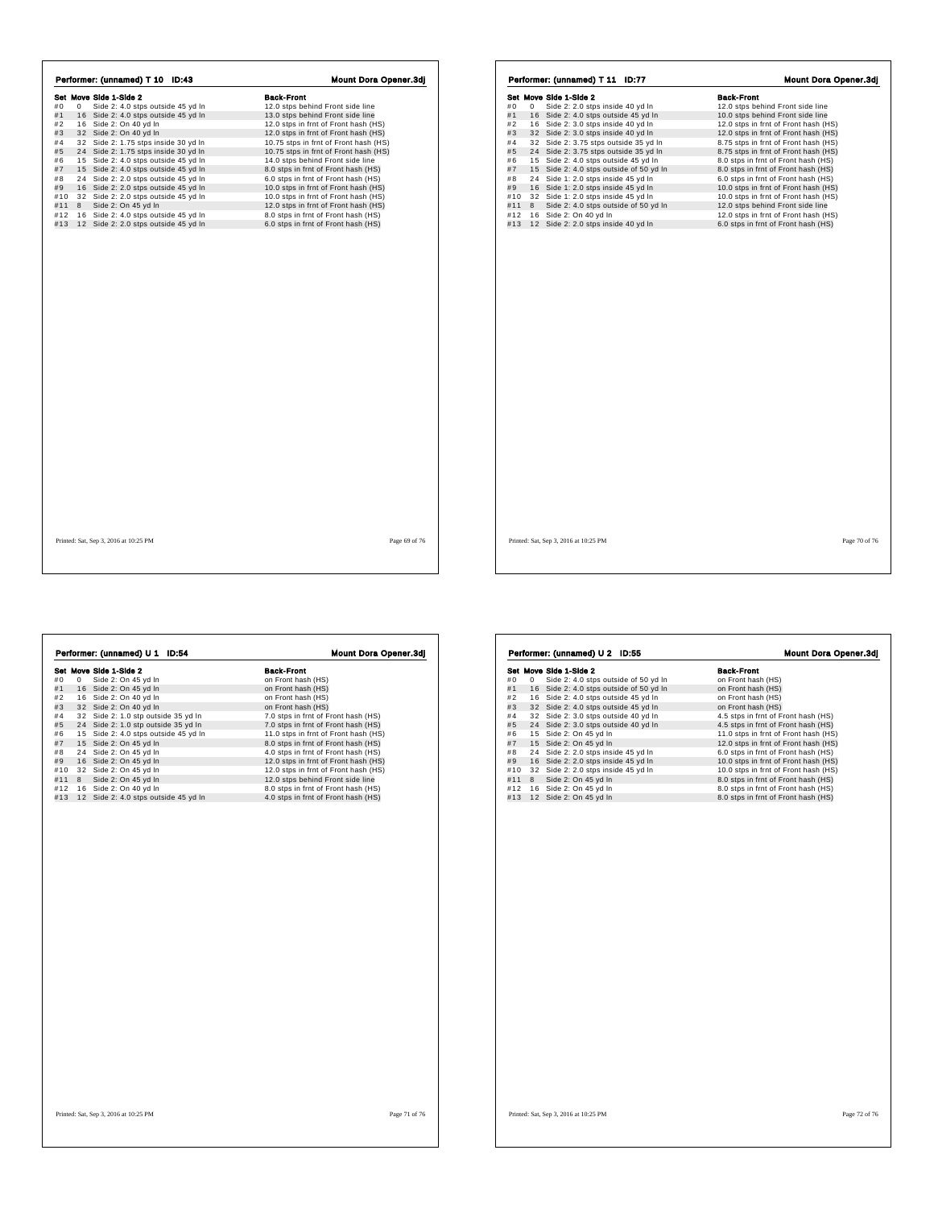## Performer: (unnamed) T 10 ID:43

Mount Dora Opener.3dj

| Set | Move | Side 1-Side 2 | Back-Front |
|---|---|---|---|
| #0 | 0 | Side 2: 4.0 stps outside 45 yd ln | 12.0 stps behind Front side line |
| #1 | 16 | Side 2: 4.0 stps outside 45 yd ln | 13.0 stps behind Front side line |
| #2 | 16 | Side 2: On 40 yd ln | 12.0 stps in frnt of Front hash (HS) |
| #3 | 32 | Side 2: On 40 yd ln | 12.0 stps in frnt of Front hash (HS) |
| #4 | 32 | Side 2: 1.75 stps inside 30 yd ln | 10.75 stps in frnt of Front hash (HS) |
| #5 | 24 | Side 2: 1.75 stps inside 30 yd ln | 10.75 stps in frnt of Front hash (HS) |
| #6 | 15 | Side 2: 4.0 stps outside 45 yd ln | 14.0 stps behind Front side line |
| #7 | 15 | Side 2: 4.0 stps outside 45 yd ln | 8.0 stps in frnt of Front hash (HS) |
| #8 | 24 | Side 2: 2.0 stps outside 45 yd ln | 6.0 stps in frnt of Front hash (HS) |
| #9 | 16 | Side 2: 2.0 stps outside 45 yd ln | 10.0 stps in frnt of Front hash (HS) |
| #10 | 32 | Side 2: 2.0 stps outside 45 yd ln | 10.0 stps in frnt of Front hash (HS) |
| #11 | 8 | Side 2: On 45 yd ln | 12.0 stps in frnt of Front hash (HS) |
| #12 | 16 | Side 2: 4.0 stps outside 45 yd ln | 8.0 stps in frnt of Front hash (HS) |
| #13 | 12 | Side 2: 2.0 stps outside 45 yd ln | 6.0 stps in frnt of Front hash (HS) |

Printed: Sat, Sep 3, 2016 at 10:25 PM

## Performer: (unnamed) T 11 ID:77

Mount Dora Opener.3dj

| Set | Move | Side 1-Side 2 | Back-Front |
|---|---|---|---|
| #0 | 0 | Side 2: 2.0 stps inside 40 yd ln | 12.0 stps behind Front side line |
| #1 | 16 | Side 2: 4.0 stps outside 45 yd ln | 10.0 stps behind Front side line |
| #2 | 16 | Side 2: 3.0 stps inside 40 yd ln | 12.0 stps in frnt of Front hash (HS) |
| #3 | 32 | Side 2: 3.0 stps inside 40 yd ln | 12.0 stps in frnt of Front hash (HS) |
| #4 | 32 | Side 2: 3.75 stps outside 35 yd ln | 8.75 stps in frnt of Front hash (HS) |
| #5 | 24 | Side 2: 3.75 stps outside 35 yd ln | 8.75 stps in frnt of Front hash (HS) |
| #6 | 15 | Side 2: 4.0 stps outside 45 yd ln | 8.0 stps in frnt of Front hash (HS) |
| #7 | 15 | Side 2: 4.0 stps outside of 50 yd ln | 8.0 stps in frnt of Front hash (HS) |
| #8 | 24 | Side 1: 2.0 stps inside 45 yd ln | 6.0 stps in frnt of Front hash (HS) |
| #9 | 16 | Side 1: 2.0 stps inside 45 yd ln | 10.0 stps in frnt of Front hash (HS) |
| #10 | 32 | Side 1: 2.0 stps inside 45 yd ln | 10.0 stps in frnt of Front hash (HS) |
| #11 | 8 | Side 2: 4.0 stps outside of 50 yd ln | 12.0 stps behind Front side line |
| #12 | 16 | Side 2: On 40 yd ln | 12.0 stps in frnt of Front hash (HS) |
| #13 | 12 | Side 2: 2.0 stps inside 40 yd ln | 6.0 stps in frnt of Front hash (HS) |

Printed: Sat, Sep 3, 2016 at 10:25 PM

## Performer: (unnamed) U 1 ID:54

Mount Dora Opener.3dj

| Set | Move | Side 1-Side 2 | Back-Front |
|---|---|---|---|
| #0 | 0 | Side 2: On 45 yd ln | on Front hash (HS) |
| #1 | 16 | Side 2: On 45 yd ln | on Front hash (HS) |
| #2 | 16 | Side 2: On 40 yd ln | on Front hash (HS) |
| #3 | 32 | Side 2: On 40 yd ln | on Front hash (HS) |
| #4 | 32 | Side 2: 1.0 stp outside 35 yd ln | 7.0 stps in frnt of Front hash (HS) |
| #5 | 24 | Side 2: 1.0 stp outside 35 yd ln | 7.0 stps in frnt of Front hash (HS) |
| #6 | 15 | Side 2: 4.0 stps outside 45 yd ln | 11.0 stps in frnt of Front hash (HS) |
| #7 | 15 | Side 2: On 45 yd ln | 8.0 stps in frnt of Front hash (HS) |
| #8 | 24 | Side 2: On 45 yd ln | 4.0 stps in frnt of Front hash (HS) |
| #9 | 16 | Side 2: On 45 yd ln | 12.0 stps in frnt of Front hash (HS) |
| #10 | 32 | Side 2: On 45 yd ln | 12.0 stps in frnt of Front hash (HS) |
| #11 | 8 | Side 2: On 45 yd ln | 12.0 stps behind Front side line |
| #12 | 16 | Side 2: On 40 yd ln | 8.0 stps in frnt of Front hash (HS) |
| #13 | 12 | Side 2: 4.0 stps outside 45 yd ln | 4.0 stps in frnt of Front hash (HS) |

Printed: Sat, Sep 3, 2016 at 10:25 PM

## Performer: (unnamed) U 2 ID:55

Mount Dora Opener.3dj

| Set | Move | Side 1-Side 2 | Back-Front |
|---|---|---|---|
| #0 | 0 | Side 2: 4.0 stps outside of 50 yd ln | on Front hash (HS) |
| #1 | 16 | Side 2: 4.0 stps outside of 50 yd ln | on Front hash (HS) |
| #2 | 16 | Side 2: 4.0 stps outside 45 yd ln | on Front hash (HS) |
| #3 | 32 | Side 2: 4.0 stps outside 45 yd ln | on Front hash (HS) |
| #4 | 32 | Side 2: 3.0 stps outside 40 yd ln | 4.5 stps in frnt of Front hash (HS) |
| #5 | 24 | Side 2: 3.0 stps outside 40 yd ln | 4.5 stps in frnt of Front hash (HS) |
| #6 | 15 | Side 2: On 45 yd ln | 11.0 stps in frnt of Front hash (HS) |
| #7 | 15 | Side 2: On 45 yd ln | 12.0 stps in frnt of Front hash (HS) |
| #8 | 24 | Side 2: 2.0 stps inside 45 yd ln | 6.0 stps in frnt of Front hash (HS) |
| #9 | 16 | Side 2: 2.0 stps inside 45 yd ln | 10.0 stps in frnt of Front hash (HS) |
| #10 | 32 | Side 2: 2.0 stps inside 45 yd ln | 10.0 stps in frnt of Front hash (HS) |
| #11 | 8 | Side 2: On 45 yd ln | 8.0 stps in frnt of Front hash (HS) |
| #12 | 16 | Side 2: On 45 yd ln | 8.0 stps in frnt of Front hash (HS) |
| #13 | 12 | Side 2: On 45 yd ln | 8.0 stps in frnt of Front hash (HS) |

Printed: Sat, Sep 3, 2016 at 10:25 PM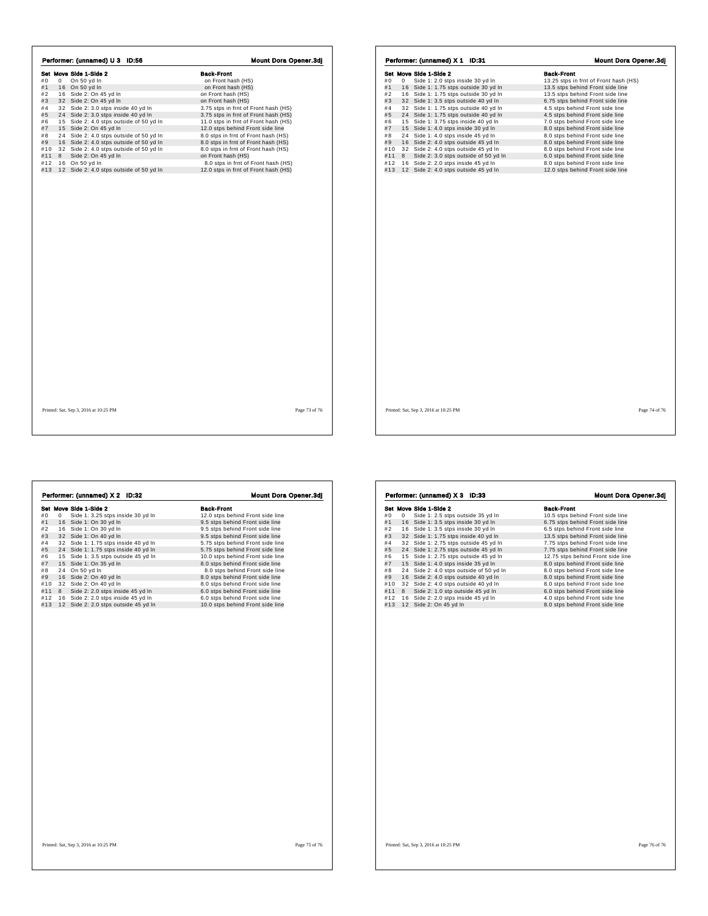## Performer: (unnamed) U 3 ID:56

**Mount Dora Opener.3dj**

| Set | Move | Side 1-Side 2 | Back-Front |
|---|---|---|---|
| #0 | 0 | On 50 yd ln | on Front hash (HS) |
| #1 | 16 | On 50 yd ln | on Front hash (HS) |
| #2 | 16 | Side 2: On 45 yd ln | on Front hash (HS) |
| #3 | 32 | Side 2: On 45 yd ln | on Front hash (HS) |
| #4 | 32 | Side 2: 3.0 stps inside 40 yd ln | 3.75 stps in frnt of Front hash (HS) |
| #5 | 24 | Side 2: 3.0 stps inside 40 yd ln | 3.75 stps in frnt of Front hash (HS) |
| #6 | 15 | Side 2: 4.0 stps outside of 50 yd ln | 11.0 stps in frnt of Front hash (HS) |
| #7 | 15 | Side 2: On 45 yd ln | 12.0 stps behind Front side line |
| #8 | 24 | Side 2: 4.0 stps outside of 50 yd ln | 8.0 stps in frnt of Front hash (HS) |
| #9 | 16 | Side 2: 4.0 stps outside of 50 yd ln | 8.0 stps in frnt of Front hash (HS) |
| #10 | 32 | Side 2: 4.0 stps outside of 50 yd ln | 8.0 stps in frnt of Front hash (HS) |
| #11 | 8 | Side 2: On 45 yd ln | on Front hash (HS) |
| #12 | 16 | On 50 yd ln | 8.0 stps in frnt of Front hash (HS) |
| #13 | 12 | Side 2: 4.0 stps outside of 50 yd ln | 12.0 stps in frnt of Front hash (HS) |

Printed: Sat, Sep 3, 2016 at 10:25 PM

## Performer: (unnamed) X 1 ID:31

**Mount Dora Opener.3dj**

| Set | Move | Side 1-Side 2 | Back-Front |
|---|---|---|---|
| #0 | 0 | Side 1: 2.0 stps inside 30 yd ln | 13.25 stps in frnt of Front hash (HS) |
| #1 | 16 | Side 1: 1.75 stps outside 30 yd ln | 13.5 stps behind Front side line |
| #2 | 16 | Side 1: 1.75 stps outside 30 yd ln | 13.5 stps behind Front side line |
| #3 | 32 | Side 1: 3.5 stps outside 40 yd ln | 6.75 stps behind Front side line |
| #4 | 32 | Side 1: 1.75 stps inside 40 yd ln | 4.5 stps behind Front side line |
| #5 | 24 | Side 1: 1.75 stps outside 40 yd ln | 4.5 stps behind Front side line |
| #6 | 15 | Side 1: 3.75 stps inside 40 yd ln | 7.0 stps behind Front side line |
| #7 | 15 | Side 1: 4.0 stps inside 30 yd ln | 8.0 stps behind Front side line |
| #8 | 24 | Side 1: 4.0 stps inside 45 yd ln | 8.0 stps behind Front side line |
| #9 | 16 | Side 2: 4.0 stps outside 45 yd ln | 8.0 stps behind Front side line |
| #10 | 32 | Side 2: 4.0 stps outside 45 yd ln | 8.0 stps behind Front side line |
| #11 | 8 | Side 2: 3.0 stps outside of 50 yd ln | 6.0 stps behind Front side line |
| #12 | 16 | Side 2: 2.0 stps inside 45 yd ln | 8.0 stps behind Front side line |
| #13 | 12 | Side 2: 4.0 stps outside 45 yd ln | 12.0 stps behind Front side line |

Printed: Sat, Sep 3, 2016 at 10:25 PM

## Performer: (unnamed) X 2 ID:32

**Mount Dora Opener.3dj**

| Set | Move | Side 1-Side 2 | Back-Front |
|---|---|---|---|
| #0 | 0 | Side 1: 3.25 stps inside 30 yd ln | 12.0 stps behind Front side line |
| #1 | 16 | Side 1: On 30 yd ln | 9.5 stps behind Front side line |
| #2 | 16 | Side 1: On 30 yd ln | 9.5 stps behind Front side line |
| #3 | 32 | Side 1: On 40 yd ln | 9.5 stps behind Front side line |
| #4 | 32 | Side 1: 1.75 stps inside 40 yd ln | 5.75 stps behind Front side line |
| #5 | 24 | Side 1: 1.75 stps inside 40 yd ln | 5.75 stps behind Front side line |
| #6 | 15 | Side 1: 3.5 stps outside 45 yd ln | 10.0 stps behind Front side line |
| #7 | 15 | Side 1: On 35 yd ln | 8.0 stps behind Front side line |
| #8 | 24 | On 50 yd ln | 8.0 stps behind Front side line |
| #9 | 16 | Side 2: On 40 yd ln | 8.0 stps behind Front side line |
| #10 | 32 | Side 2: On 40 yd ln | 8.0 stps behind Front side line |
| #11 | 8 | Side 2: 2.0 stps inside 45 yd ln | 6.0 stps behind Front side line |
| #12 | 16 | Side 2: 2.0 stps inside 45 yd ln | 6.0 stps behind Front side line |
| #13 | 12 | Side 2: 2.0 stps outside 45 yd ln | 10.0 stps behind Front side line |

Printed: Sat, Sep 3, 2016 at 10:25 PM

## Performer: (unnamed) X 3 ID:33

**Mount Dora Opener.3dj**

| Set | Move | Side 1-Side 2 | Back-Front |
|---|---|---|---|
| #0 | 0 | Side 1: 2.5 stps outside 35 yd ln | 10.5 stps behind Front side line |
| #1 | 16 | Side 1: 3.5 stps inside 30 yd ln | 6.75 stps behind Front side line |
| #2 | 16 | Side 1: 3.5 stps inside 30 yd ln | 6.5 stps behind Front side line |
| #3 | 32 | Side 1: 1.75 stps inside 40 yd ln | 13.5 stps behind Front side line |
| #4 | 32 | Side 1: 2.75 stps outside 45 yd ln | 7.75 stps behind Front side line |
| #5 | 24 | Side 1: 2.75 stps outside 45 yd ln | 7.75 stps behind Front side line |
| #6 | 15 | Side 1: 2.75 stps outside 45 yd ln | 12.75 stps behind Front side line |
| #7 | 15 | Side 1: 4.0 stps inside 35 yd ln | 8.0 stps behind Front side line |
| #8 | 24 | Side 2: 4.0 stps outside of 50 yd ln | 8.0 stps behind Front side line |
| #9 | 16 | Side 2: 4.0 stps outside 40 yd ln | 8.0 stps behind Front side line |
| #10 | 32 | Side 2: 4.0 stps outside 40 yd ln | 8.0 stps behind Front side line |
| #11 | 8 | Side 2: 1.0 stp outside 45 yd ln | 6.0 stps behind Front side line |
| #12 | 16 | Side 2: 2.0 stps inside 45 yd ln | 4.0 stps behind Front side line |
| #13 | 12 | Side 2: On 45 yd ln | 8.0 stps behind Front side line |

Printed: Sat, Sep 3, 2016 at 10:25 PM